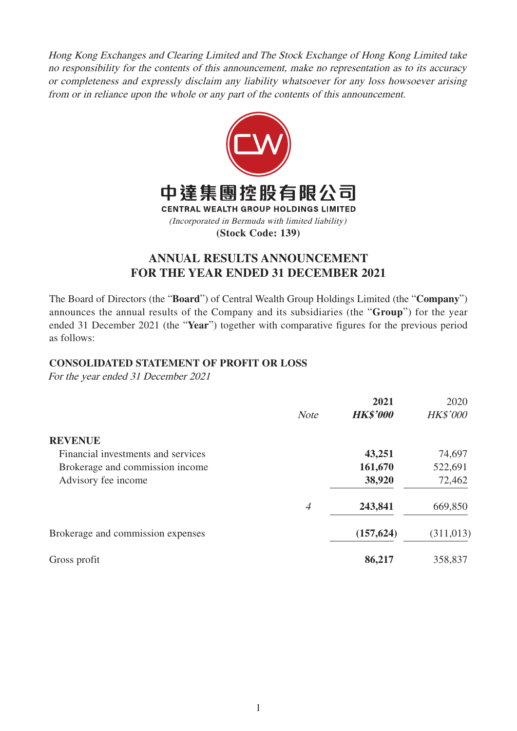*Hong Kong Exchanges and Clearing Limited and The Stock Exchange of Hong Kong Limited take no responsibility for the contents of this announcement, make no representation as to its accuracy or completeness and expressly disclaim any liability whatsoever for any loss howsoever arising from or in reliance upon the whole or any part of the contents of this announcement.*

中達集團控股有限公司

**CENTRAL WEALTH GROUP HOLDINGS LIMITED**

*(Incorporated in Bermuda with limited liability)*

**(Stock Code: 139)**

# ANNUAL RESULTS ANNOUNCEMENT FOR THE YEAR ENDED 31 DECEMBER 2021

The Board of Directors (the "**Board**") of Central Wealth Group Holdings Limited (the "**Company**") announces the annual results of the Company and its subsidiaries (the "**Group**") for the year ended 31 December 2021 (the "**Year**") together with comparative figures for the previous period as follows:

## CONSOLIDATED STATEMENT OF PROFIT OR LOSS

*For the year ended 31 December 2021*

| | *Note* | **2021** *HK$'000* | 2020 *HK$'000* |
|---|---|---|---|
| **REVENUE** | | | |
| Financial investments and services | | **43,251** | 74,697 |
| Brokerage and commission income | | **161,670** | 522,691 |
| Advisory fee income | | **38,920** | 72,462 |
| | *4* | **243,841** | 669,850 |
| Brokerage and commission expenses | | **(157,624)** | (311,013) |
| Gross profit | | **86,217** | 358,837 |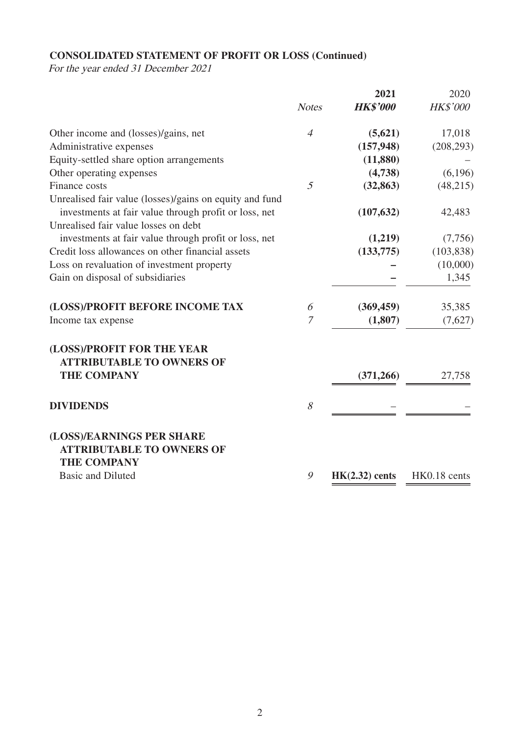**CONSOLIDATED STATEMENT OF PROFIT OR LOSS (Continued)**

*For the year ended 31 December 2021*

| | *Notes* | **2021** ***HK$'000*** | 2020 *HK$'000* |
|---|---|---|---|
| Other income and (losses)/gains, net | *4* | **(5,621)** | 17,018 |
| Administrative expenses | | **(157,948)** | (208,293) |
| Equity-settled share option arrangements | | **(11,880)** | – |
| Other operating expenses | | **(4,738)** | (6,196) |
| Finance costs | *5* | **(32,863)** | (48,215) |
| Unrealised fair value (losses)/gains on equity and fund investments at fair value through profit or loss, net | | **(107,632)** | 42,483 |
| Unrealised fair value losses on debt investments at fair value through profit or loss, net | | **(1,219)** | (7,756) |
| Credit loss allowances on other financial assets | | **(133,775)** | (103,838) |
| Loss on revaluation of investment property | | **–** | (10,000) |
| Gain on disposal of subsidiaries | | **–** | 1,345 |
| **(LOSS)/PROFIT BEFORE INCOME TAX** | *6* | **(369,459)** | 35,385 |
| Income tax expense | *7* | **(1,807)** | (7,627) |
| **(LOSS)/PROFIT FOR THE YEAR ATTRIBUTABLE TO OWNERS OF THE COMPANY** | | **(371,266)** | 27,758 |
| **DIVIDENDS** | *8* | – | – |
| **(LOSS)/EARNINGS PER SHARE ATTRIBUTABLE TO OWNERS OF THE COMPANY** | | | |
| Basic and Diluted | *9* | **HK(2.32) cents** | HK0.18 cents |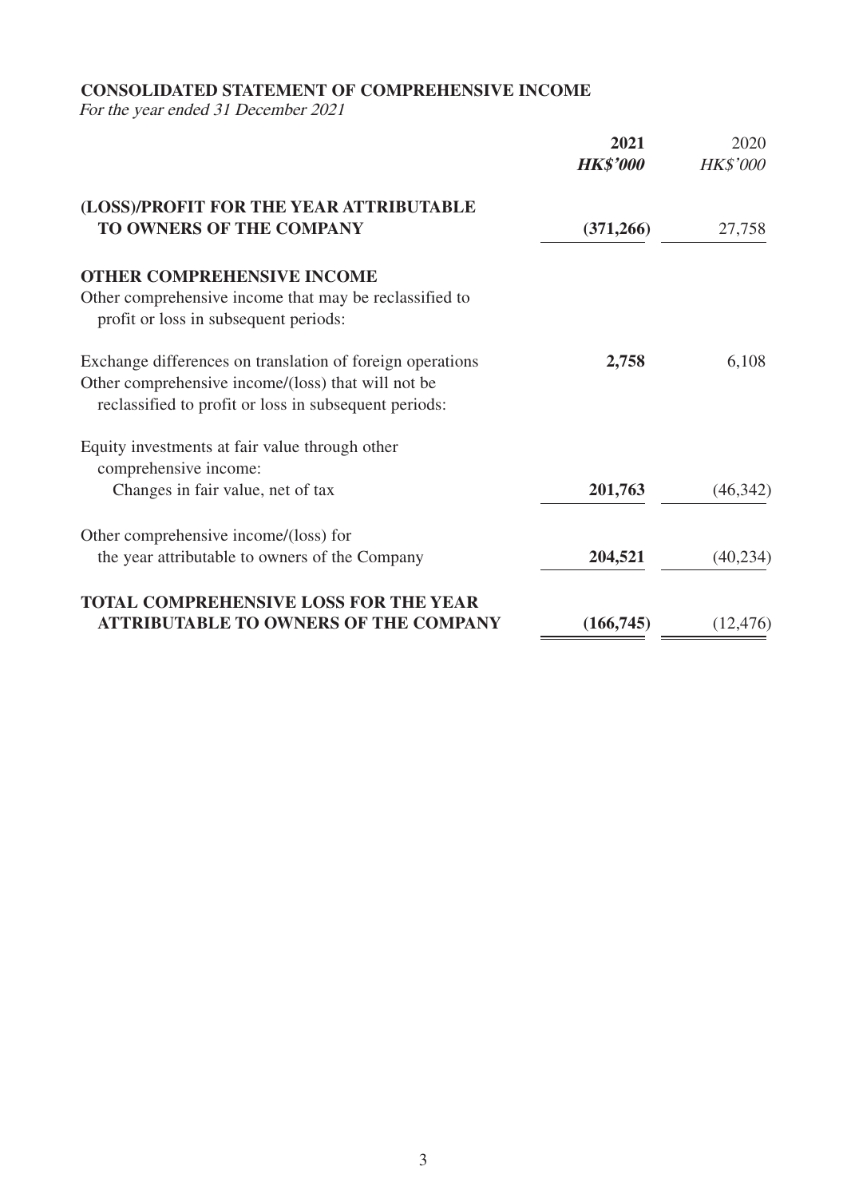**CONSOLIDATED STATEMENT OF COMPREHENSIVE INCOME**

*For the year ended 31 December 2021*

| | 2021 | 2020 |
|---|---|---|
| | ***HK$'000*** | *HK$'000* |
| **(LOSS)/PROFIT FOR THE YEAR ATTRIBUTABLE TO OWNERS OF THE COMPANY** | **(371,266)** | 27,758 |
| **OTHER COMPREHENSIVE INCOME** | | |
| Other comprehensive income that may be reclassified to profit or loss in subsequent periods: | | |
| Exchange differences on translation of foreign operations | **2,758** | 6,108 |
| Other comprehensive income/(loss) that will not be reclassified to profit or loss in subsequent periods: | | |
| Equity investments at fair value through other comprehensive income: | | |
| Changes in fair value, net of tax | **201,763** | (46,342) |
| Other comprehensive income/(loss) for the year attributable to owners of the Company | **204,521** | (40,234) |
| **TOTAL COMPREHENSIVE LOSS FOR THE YEAR ATTRIBUTABLE TO OWNERS OF THE COMPANY** | **(166,745)** | (12,476) |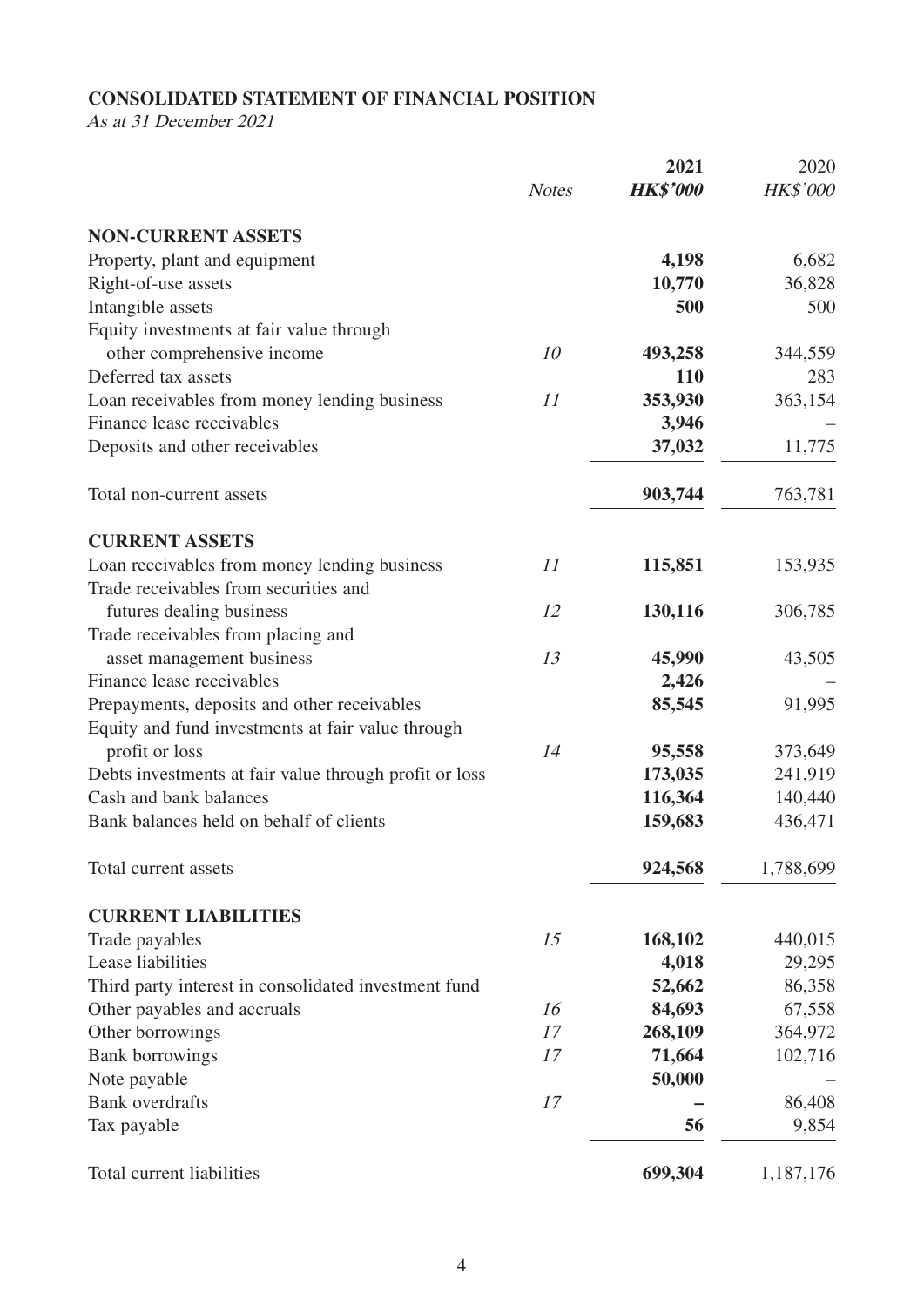**CONSOLIDATED STATEMENT OF FINANCIAL POSITION**

*As at 31 December 2021*

| | *Notes* | **2021** | 2020 |
|---|---|---|---|
| | | ***HK$'000*** | *HK$'000* |
| **NON-CURRENT ASSETS** | | | |
| Property, plant and equipment | | **4,198** | 6,682 |
| Right-of-use assets | | **10,770** | 36,828 |
| Intangible assets | | **500** | 500 |
| Equity investments at fair value through other comprehensive income | *10* | **493,258** | 344,559 |
| Deferred tax assets | | **110** | 283 |
| Loan receivables from money lending business | *11* | **353,930** | 363,154 |
| Finance lease receivables | | **3,946** | – |
| Deposits and other receivables | | **37,032** | 11,775 |
| Total non-current assets | | **903,744** | 763,781 |
| **CURRENT ASSETS** | | | |
| Loan receivables from money lending business | *11* | **115,851** | 153,935 |
| Trade receivables from securities and futures dealing business | *12* | **130,116** | 306,785 |
| Trade receivables from placing and asset management business | *13* | **45,990** | 43,505 |
| Finance lease receivables | | **2,426** | – |
| Prepayments, deposits and other receivables | | **85,545** | 91,995 |
| Equity and fund investments at fair value through profit or loss | *14* | **95,558** | 373,649 |
| Debts investments at fair value through profit or loss | | **173,035** | 241,919 |
| Cash and bank balances | | **116,364** | 140,440 |
| Bank balances held on behalf of clients | | **159,683** | 436,471 |
| Total current assets | | **924,568** | 1,788,699 |
| **CURRENT LIABILITIES** | | | |
| Trade payables | *15* | **168,102** | 440,015 |
| Lease liabilities | | **4,018** | 29,295 |
| Third party interest in consolidated investment fund | | **52,662** | 86,358 |
| Other payables and accruals | *16* | **84,693** | 67,558 |
| Other borrowings | *17* | **268,109** | 364,972 |
| Bank borrowings | *17* | **71,664** | 102,716 |
| Note payable | | **50,000** | – |
| Bank overdrafts | *17* | **–** | 86,408 |
| Tax payable | | **56** | 9,854 |
| Total current liabilities | | **699,304** | 1,187,176 |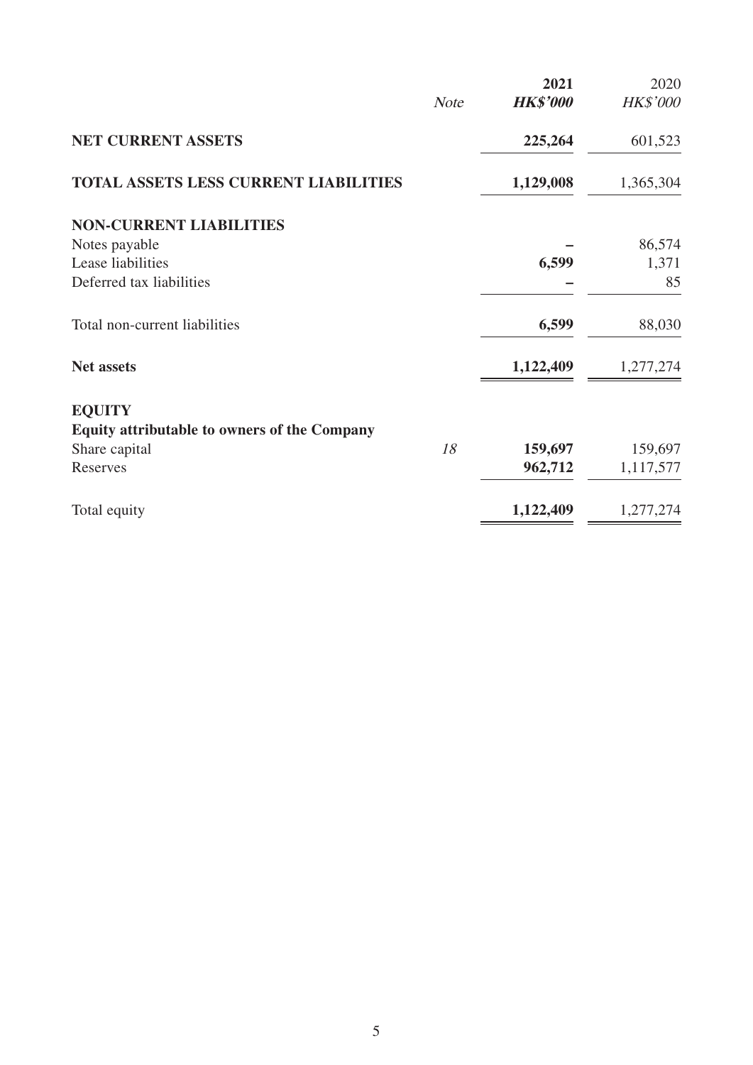| | Note | 2021 | 2020 |
|---|---|---|---|
| | | ***HK$'000*** | *HK$'000* |
| **NET CURRENT ASSETS** | | **225,264** | 601,523 |
| **TOTAL ASSETS LESS CURRENT LIABILITIES** | | **1,129,008** | 1,365,304 |
| **NON-CURRENT LIABILITIES** | | | |
| Notes payable | | **–** | 86,574 |
| Lease liabilities | | **6,599** | 1,371 |
| Deferred tax liabilities | | **–** | 85 |
| Total non-current liabilities | | **6,599** | 88,030 |
| **Net assets** | | **1,122,409** | 1,277,274 |
| **EQUITY** | | | |
| **Equity attributable to owners of the Company** | | | |
| Share capital | *18* | **159,697** | 159,697 |
| Reserves | | **962,712** | 1,117,577 |
| Total equity | | **1,122,409** | 1,277,274 |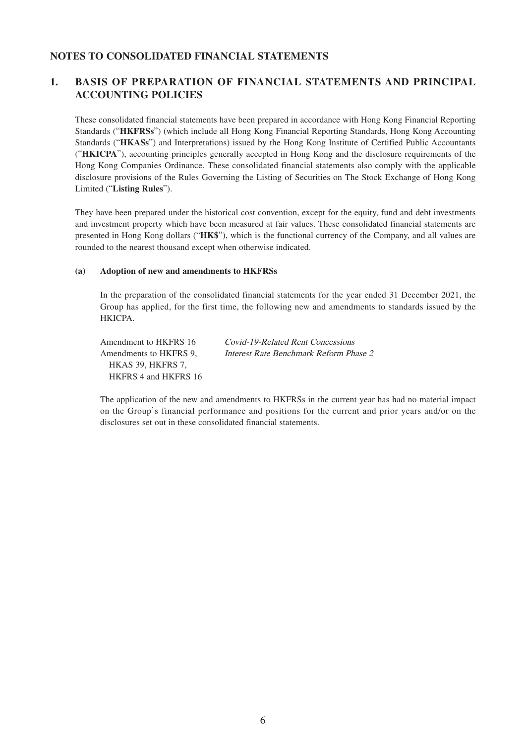## NOTES TO CONSOLIDATED FINANCIAL STATEMENTS

### 1. BASIS OF PREPARATION OF FINANCIAL STATEMENTS AND PRINCIPAL ACCOUNTING POLICIES

These consolidated financial statements have been prepared in accordance with Hong Kong Financial Reporting Standards ("**HKFRSs**") (which include all Hong Kong Financial Reporting Standards, Hong Kong Accounting Standards ("**HKASs**") and Interpretations) issued by the Hong Kong Institute of Certified Public Accountants ("**HKICPA**"), accounting principles generally accepted in Hong Kong and the disclosure requirements of the Hong Kong Companies Ordinance. These consolidated financial statements also comply with the applicable disclosure provisions of the Rules Governing the Listing of Securities on The Stock Exchange of Hong Kong Limited ("**Listing Rules**").

They have been prepared under the historical cost convention, except for the equity, fund and debt investments and investment property which have been measured at fair values. These consolidated financial statements are presented in Hong Kong dollars ("**HK$**"), which is the functional currency of the Company, and all values are rounded to the nearest thousand except when otherwise indicated.

#### (a) Adoption of new and amendments to HKFRSs

In the preparation of the consolidated financial statements for the year ended 31 December 2021, the Group has applied, for the first time, the following new and amendments to standards issued by the HKICPA.

| | |
|---|---|
| Amendment to HKFRS 16 | *Covid-19-Related Rent Concessions* |
| Amendments to HKFRS 9, HKAS 39, HKFRS 7, HKFRS 4 and HKFRS 16 | *Interest Rate Benchmark Reform Phase 2* |

The application of the new and amendments to HKFRSs in the current year has had no material impact on the Group's financial performance and positions for the current and prior years and/or on the disclosures set out in these consolidated financial statements.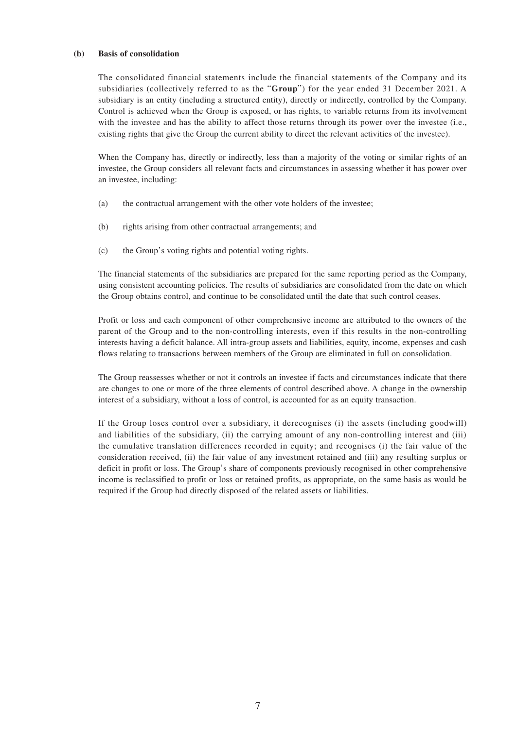### (b) Basis of consolidation

The consolidated financial statements include the financial statements of the Company and its subsidiaries (collectively referred to as the "**Group**") for the year ended 31 December 2021. A subsidiary is an entity (including a structured entity), directly or indirectly, controlled by the Company. Control is achieved when the Group is exposed, or has rights, to variable returns from its involvement with the investee and has the ability to affect those returns through its power over the investee (i.e., existing rights that give the Group the current ability to direct the relevant activities of the investee).

When the Company has, directly or indirectly, less than a majority of the voting or similar rights of an investee, the Group considers all relevant facts and circumstances in assessing whether it has power over an investee, including:

(a) the contractual arrangement with the other vote holders of the investee;

(b) rights arising from other contractual arrangements; and

(c) the Group's voting rights and potential voting rights.

The financial statements of the subsidiaries are prepared for the same reporting period as the Company, using consistent accounting policies. The results of subsidiaries are consolidated from the date on which the Group obtains control, and continue to be consolidated until the date that such control ceases.

Profit or loss and each component of other comprehensive income are attributed to the owners of the parent of the Group and to the non-controlling interests, even if this results in the non-controlling interests having a deficit balance. All intra-group assets and liabilities, equity, income, expenses and cash flows relating to transactions between members of the Group are eliminated in full on consolidation.

The Group reassesses whether or not it controls an investee if facts and circumstances indicate that there are changes to one or more of the three elements of control described above. A change in the ownership interest of a subsidiary, without a loss of control, is accounted for as an equity transaction.

If the Group loses control over a subsidiary, it derecognises (i) the assets (including goodwill) and liabilities of the subsidiary, (ii) the carrying amount of any non-controlling interest and (iii) the cumulative translation differences recorded in equity; and recognises (i) the fair value of the consideration received, (ii) the fair value of any investment retained and (iii) any resulting surplus or deficit in profit or loss. The Group's share of components previously recognised in other comprehensive income is reclassified to profit or loss or retained profits, as appropriate, on the same basis as would be required if the Group had directly disposed of the related assets or liabilities.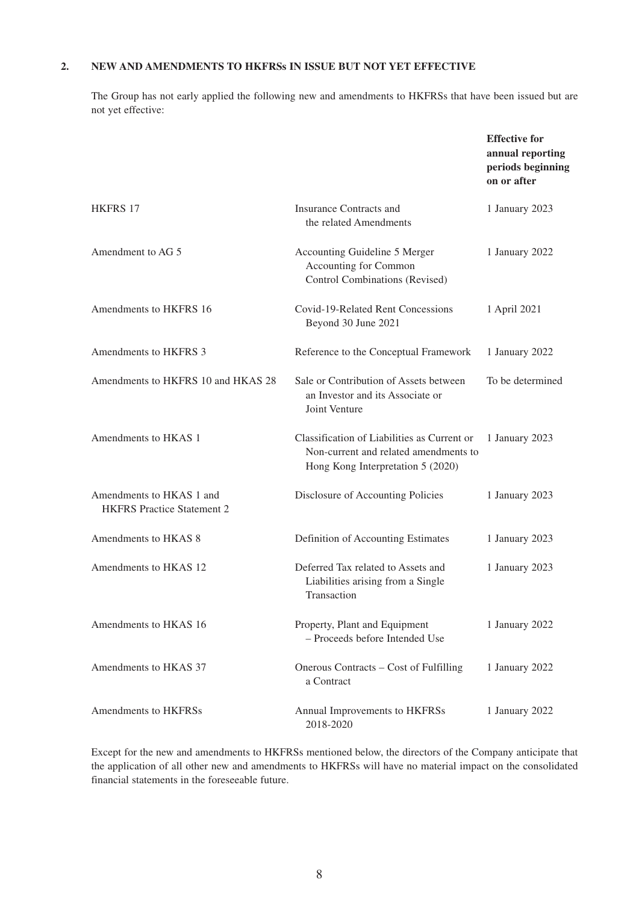## 2. NEW AND AMENDMENTS TO HKFRSs IN ISSUE BUT NOT YET EFFECTIVE

The Group has not early applied the following new and amendments to HKFRSs that have been issued but are not yet effective:

| | | **Effective for annual reporting periods beginning on or after** |
|---|---|---|
| HKFRS 17 | Insurance Contracts and the related Amendments | 1 January 2023 |
| Amendment to AG 5 | Accounting Guideline 5 Merger Accounting for Common Control Combinations (Revised) | 1 January 2022 |
| Amendments to HKFRS 16 | Covid-19-Related Rent Concessions Beyond 30 June 2021 | 1 April 2021 |
| Amendments to HKFRS 3 | Reference to the Conceptual Framework | 1 January 2022 |
| Amendments to HKFRS 10 and HKAS 28 | Sale or Contribution of Assets between an Investor and its Associate or Joint Venture | To be determined |
| Amendments to HKAS 1 | Classification of Liabilities as Current or Non-current and related amendments to Hong Kong Interpretation 5 (2020) | 1 January 2023 |
| Amendments to HKAS 1 and HKFRS Practice Statement 2 | Disclosure of Accounting Policies | 1 January 2023 |
| Amendments to HKAS 8 | Definition of Accounting Estimates | 1 January 2023 |
| Amendments to HKAS 12 | Deferred Tax related to Assets and Liabilities arising from a Single Transaction | 1 January 2023 |
| Amendments to HKAS 16 | Property, Plant and Equipment – Proceeds before Intended Use | 1 January 2022 |
| Amendments to HKAS 37 | Onerous Contracts – Cost of Fulfilling a Contract | 1 January 2022 |
| Amendments to HKFRSs | Annual Improvements to HKFRSs 2018-2020 | 1 January 2022 |

Except for the new and amendments to HKFRSs mentioned below, the directors of the Company anticipate that the application of all other new and amendments to HKFRSs will have no material impact on the consolidated financial statements in the foreseeable future.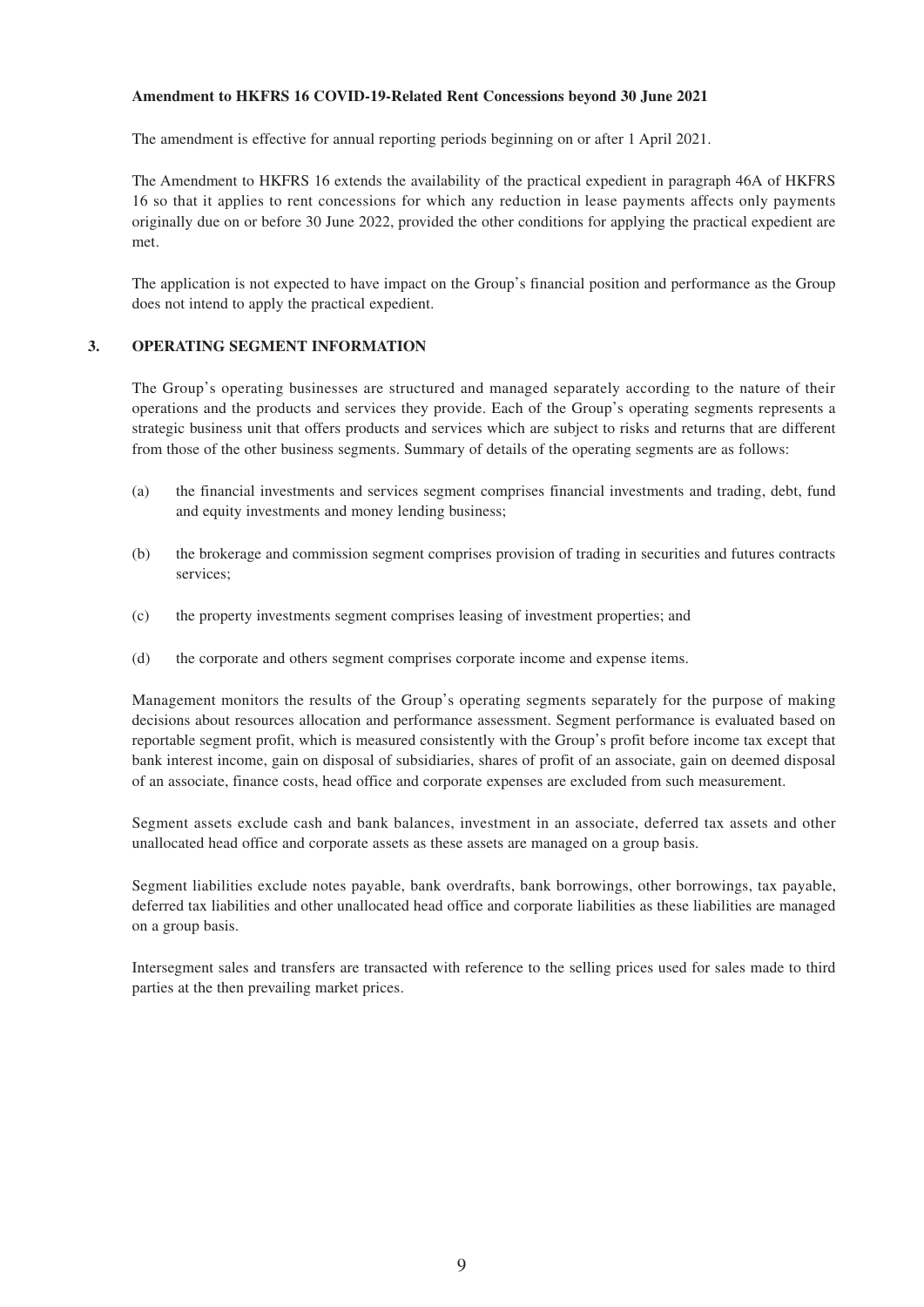**Amendment to HKFRS 16 COVID-19-Related Rent Concessions beyond 30 June 2021**

The amendment is effective for annual reporting periods beginning on or after 1 April 2021.

The Amendment to HKFRS 16 extends the availability of the practical expedient in paragraph 46A of HKFRS 16 so that it applies to rent concessions for which any reduction in lease payments affects only payments originally due on or before 30 June 2022, provided the other conditions for applying the practical expedient are met.

The application is not expected to have impact on the Group's financial position and performance as the Group does not intend to apply the practical expedient.

## 3. OPERATING SEGMENT INFORMATION

The Group's operating businesses are structured and managed separately according to the nature of their operations and the products and services they provide. Each of the Group's operating segments represents a strategic business unit that offers products and services which are subject to risks and returns that are different from those of the other business segments. Summary of details of the operating segments are as follows:

(a) the financial investments and services segment comprises financial investments and trading, debt, fund and equity investments and money lending business;

(b) the brokerage and commission segment comprises provision of trading in securities and futures contracts services;

(c) the property investments segment comprises leasing of investment properties; and

(d) the corporate and others segment comprises corporate income and expense items.

Management monitors the results of the Group's operating segments separately for the purpose of making decisions about resources allocation and performance assessment. Segment performance is evaluated based on reportable segment profit, which is measured consistently with the Group's profit before income tax except that bank interest income, gain on disposal of subsidiaries, shares of profit of an associate, gain on deemed disposal of an associate, finance costs, head office and corporate expenses are excluded from such measurement.

Segment assets exclude cash and bank balances, investment in an associate, deferred tax assets and other unallocated head office and corporate assets as these assets are managed on a group basis.

Segment liabilities exclude notes payable, bank overdrafts, bank borrowings, other borrowings, tax payable, deferred tax liabilities and other unallocated head office and corporate liabilities as these liabilities are managed on a group basis.

Intersegment sales and transfers are transacted with reference to the selling prices used for sales made to third parties at the then prevailing market prices.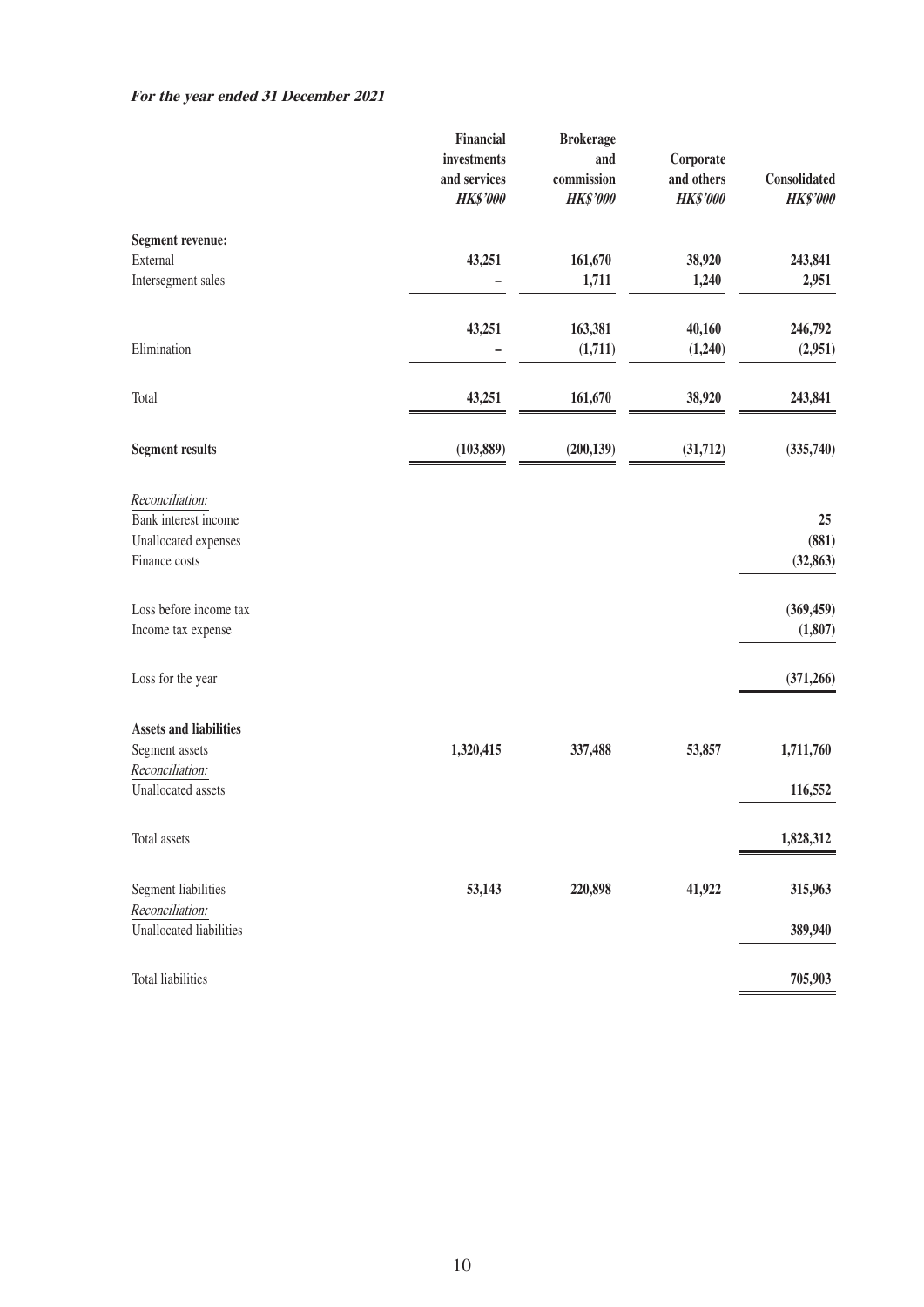***For the year ended 31 December 2021***

| | Financial investments and services *HK$'000* | Brokerage and commission *HK$'000* | Corporate and others *HK$'000* | Consolidated *HK$'000* |
|---|---|---|---|---|
| **Segment revenue:** | | | | |
| External | 43,251 | 161,670 | 38,920 | 243,841 |
| Intersegment sales | – | 1,711 | 1,240 | 2,951 |
| | 43,251 | 163,381 | 40,160 | 246,792 |
| Elimination | – | (1,711) | (1,240) | (2,951) |
| Total | 43,251 | 161,670 | 38,920 | 243,841 |
| **Segment results** | (103,889) | (200,139) | (31,712) | (335,740) |
| *Reconciliation:* | | | | |
| Bank interest income | | | | 25 |
| Unallocated expenses | | | | (881) |
| Finance costs | | | | (32,863) |
| Loss before income tax | | | | (369,459) |
| Income tax expense | | | | (1,807) |
| Loss for the year | | | | (371,266) |
| **Assets and liabilities** | | | | |
| Segment assets | 1,320,415 | 337,488 | 53,857 | 1,711,760 |
| *Reconciliation:* | | | | |
| Unallocated assets | | | | 116,552 |
| Total assets | | | | 1,828,312 |
| Segment liabilities | 53,143 | 220,898 | 41,922 | 315,963 |
| *Reconciliation:* | | | | |
| Unallocated liabilities | | | | 389,940 |
| Total liabilities | | | | 705,903 |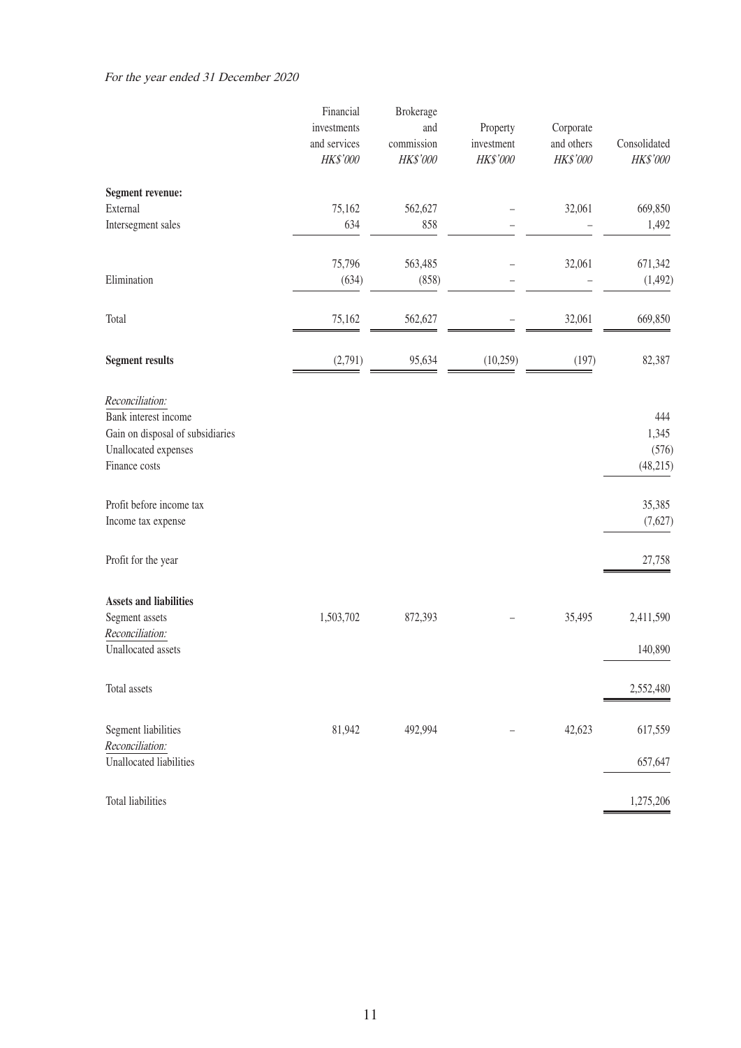*For the year ended 31 December 2020*

| | Financial investments and services *HK$'000* | Brokerage and commission *HK$'000* | Property investment *HK$'000* | Corporate and others *HK$'000* | Consolidated *HK$'000* |
|---|---|---|---|---|---|
| **Segment revenue:** | | | | | |
| External | 75,162 | 562,627 | – | 32,061 | 669,850 |
| Intersegment sales | 634 | 858 | – | – | 1,492 |
| | 75,796 | 563,485 | – | 32,061 | 671,342 |
| Elimination | (634) | (858) | – | – | (1,492) |
| Total | 75,162 | 562,627 | – | 32,061 | 669,850 |
| **Segment results** | (2,791) | 95,634 | (10,259) | (197) | 82,387 |
| *Reconciliation:* | | | | | |
| Bank interest income | | | | | 444 |
| Gain on disposal of subsidiaries | | | | | 1,345 |
| Unallocated expenses | | | | | (576) |
| Finance costs | | | | | (48,215) |
| Profit before income tax | | | | | 35,385 |
| Income tax expense | | | | | (7,627) |
| Profit for the year | | | | | 27,758 |
| **Assets and liabilities** | | | | | |
| Segment assets | 1,503,702 | 872,393 | – | 35,495 | 2,411,590 |
| *Reconciliation:* | | | | | |
| Unallocated assets | | | | | 140,890 |
| Total assets | | | | | 2,552,480 |
| Segment liabilities | 81,942 | 492,994 | – | 42,623 | 617,559 |
| *Reconciliation:* | | | | | |
| Unallocated liabilities | | | | | 657,647 |
| Total liabilities | | | | | 1,275,206 |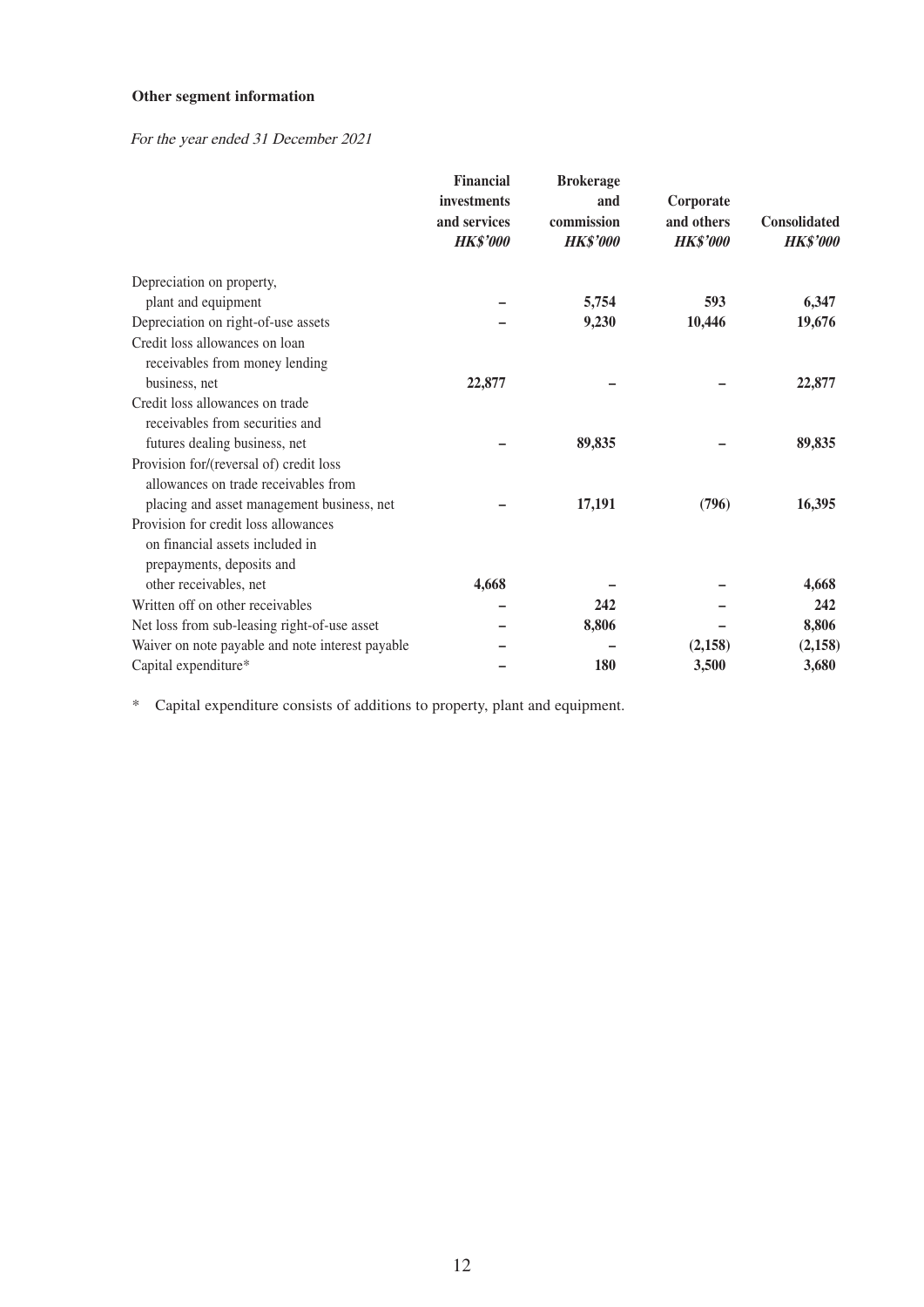**Other segment information**

*For the year ended 31 December 2021*

| | Financial investments and services *HK$'000* | Brokerage and commission *HK$'000* | Corporate and others *HK$'000* | Consolidated *HK$'000* |
|---|---|---|---|---|
| Depreciation on property, plant and equipment | – | 5,754 | 593 | 6,347 |
| Depreciation on right-of-use assets | – | 9,230 | 10,446 | 19,676 |
| Credit loss allowances on loan receivables from money lending business, net | 22,877 | – | – | 22,877 |
| Credit loss allowances on trade receivables from securities and futures dealing business, net | – | 89,835 | – | 89,835 |
| Provision for/(reversal of) credit loss allowances on trade receivables from placing and asset management business, net | – | 17,191 | (796) | 16,395 |
| Provision for credit loss allowances on financial assets included in prepayments, deposits and other receivables, net | 4,668 | – | – | 4,668 |
| Written off on other receivables | – | 242 | – | 242 |
| Net loss from sub-leasing right-of-use asset | – | 8,806 | – | 8,806 |
| Waiver on note payable and note interest payable | – | – | (2,158) | (2,158) |
| Capital expenditure* | – | 180 | 3,500 | 3,680 |

\* Capital expenditure consists of additions to property, plant and equipment.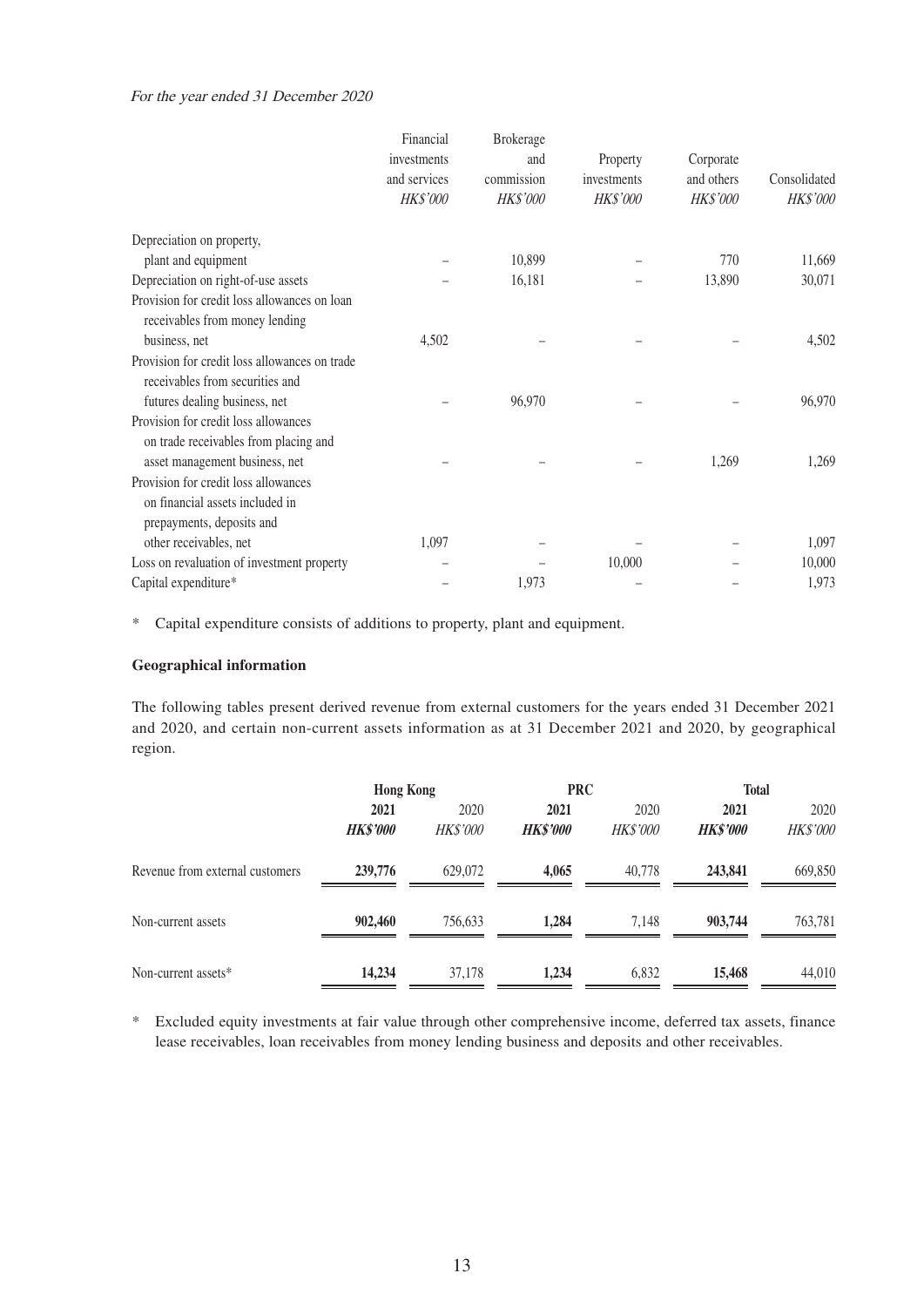*For the year ended 31 December 2020*

| | Financial investments and services *HK$'000* | Brokerage and commission *HK$'000* | Property investments *HK$'000* | Corporate and others *HK$'000* | Consolidated *HK$'000* |
|---|---|---|---|---|---|
| Depreciation on property, plant and equipment | – | 10,899 | – | 770 | 11,669 |
| Depreciation on right-of-use assets | – | 16,181 | – | 13,890 | 30,071 |
| Provision for credit loss allowances on loan receivables from money lending business, net | 4,502 | – | – | – | 4,502 |
| Provision for credit loss allowances on trade receivables from securities and futures dealing business, net | – | 96,970 | – | – | 96,970 |
| Provision for credit loss allowances on trade receivables from placing and asset management business, net | – | – | – | 1,269 | 1,269 |
| Provision for credit loss allowances on financial assets included in prepayments, deposits and other receivables, net | 1,097 | – | – | – | 1,097 |
| Loss on revaluation of investment property | – | – | 10,000 | – | 10,000 |
| Capital expenditure* | – | 1,973 | – | – | 1,973 |

\* Capital expenditure consists of additions to property, plant and equipment.

**Geographical information**

The following tables present derived revenue from external customers for the years ended 31 December 2021 and 2020, and certain non-current assets information as at 31 December 2021 and 2020, by geographical region.

| | Hong Kong | | PRC | | Total | |
|---|---|---|---|---|---|---|
| | **2021** | 2020 | **2021** | 2020 | **2021** | 2020 |
| | ***HK$'000*** | *HK$'000* | ***HK$'000*** | *HK$'000* | ***HK$'000*** | *HK$'000* |
| Revenue from external customers | **239,776** | 629,072 | **4,065** | 40,778 | **243,841** | 669,850 |
| Non-current assets | **902,460** | 756,633 | **1,284** | 7,148 | **903,744** | 763,781 |
| Non-current assets* | **14,234** | 37,178 | **1,234** | 6,832 | **15,468** | 44,010 |

\* Excluded equity investments at fair value through other comprehensive income, deferred tax assets, finance lease receivables, loan receivables from money lending business and deposits and other receivables.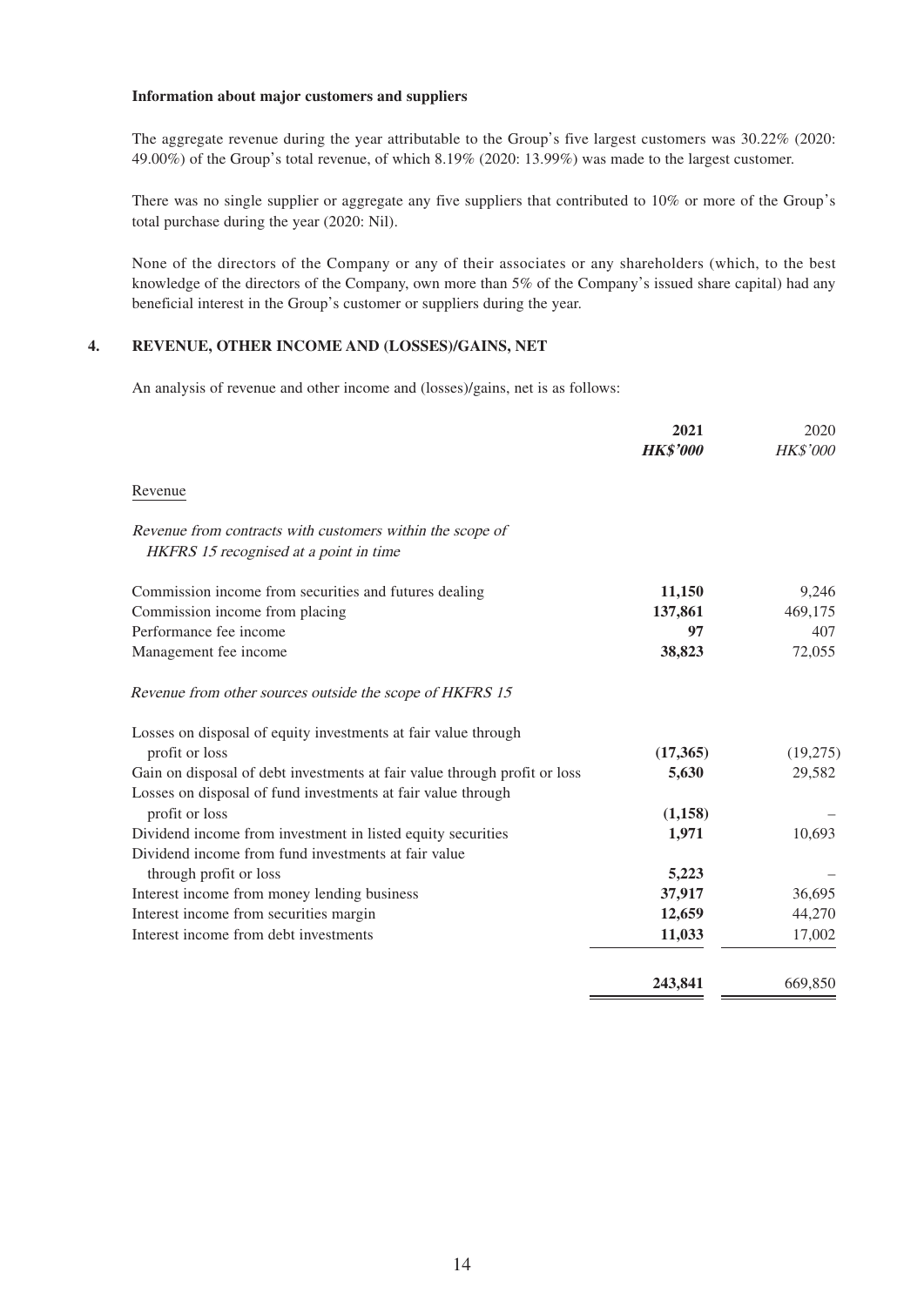**Information about major customers and suppliers**

The aggregate revenue during the year attributable to the Group's five largest customers was 30.22% (2020: 49.00%) of the Group's total revenue, of which 8.19% (2020: 13.99%) was made to the largest customer.

There was no single supplier or aggregate any five suppliers that contributed to 10% or more of the Group's total purchase during the year (2020: Nil).

None of the directors of the Company or any of their associates or any shareholders (which, to the best knowledge of the directors of the Company, own more than 5% of the Company's issued share capital) had any beneficial interest in the Group's customer or suppliers during the year.

## 4. REVENUE, OTHER INCOME AND (LOSSES)/GAINS, NET

An analysis of revenue and other income and (losses)/gains, net is as follows:

| | **2021** | 2020 |
|---|---|---|
| | ***HK$'000*** | *HK$'000* |
| Revenue | | |
| *Revenue from contracts with customers within the scope of HKFRS 15 recognised at a point in time* | | |
| Commission income from securities and futures dealing | **11,150** | 9,246 |
| Commission income from placing | **137,861** | 469,175 |
| Performance fee income | **97** | 407 |
| Management fee income | **38,823** | 72,055 |
| *Revenue from other sources outside the scope of HKFRS 15* | | |
| Losses on disposal of equity investments at fair value through profit or loss | **(17,365)** | (19,275) |
| Gain on disposal of debt investments at fair value through profit or loss | **5,630** | 29,582 |
| Losses on disposal of fund investments at fair value through profit or loss | **(1,158)** | – |
| Dividend income from investment in listed equity securities | **1,971** | 10,693 |
| Dividend income from fund investments at fair value through profit or loss | **5,223** | – |
| Interest income from money lending business | **37,917** | 36,695 |
| Interest income from securities margin | **12,659** | 44,270 |
| Interest income from debt investments | **11,033** | 17,002 |
| | **243,841** | 669,850 |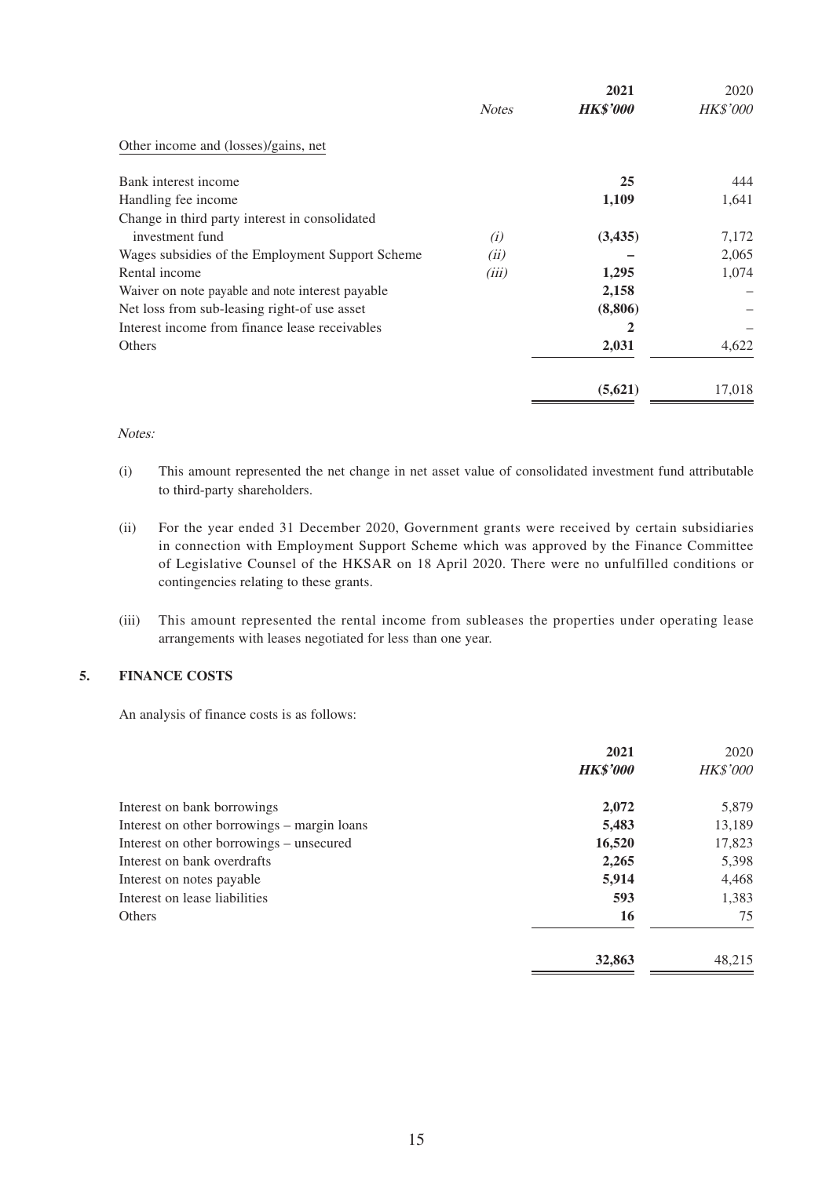| | *Notes* | **2021** | 2020 |
|---|---|---|---|
| | | ***HK$'000*** | *HK$'000* |
| Other income and (losses)/gains, net | | | |
| Bank interest income | | **25** | 444 |
| Handling fee income | | **1,109** | 1,641 |
| Change in third party interest in consolidated investment fund | *(i)* | **(3,435)** | 7,172 |
| Wages subsidies of the Employment Support Scheme | *(ii)* | **–** | 2,065 |
| Rental income | *(iii)* | **1,295** | 1,074 |
| Waiver on note payable and note interest payable | | **2,158** | – |
| Net loss from sub-leasing right-of use asset | | **(8,806)** | – |
| Interest income from finance lease receivables | | **2** | – |
| Others | | **2,031** | 4,622 |
| | | **(5,621)** | 17,018 |

*Notes:*

(i) This amount represented the net change in net asset value of consolidated investment fund attributable to third-party shareholders.

(ii) For the year ended 31 December 2020, Government grants were received by certain subsidiaries in connection with Employment Support Scheme which was approved by the Finance Committee of Legislative Counsel of the HKSAR on 18 April 2020. There were no unfulfilled conditions or contingencies relating to these grants.

(iii) This amount represented the rental income from subleases the properties under operating lease arrangements with leases negotiated for less than one year.

## 5. FINANCE COSTS

An analysis of finance costs is as follows:

| | **2021** | 2020 |
|---|---|---|
| | ***HK$'000*** | *HK$'000* |
| Interest on bank borrowings | **2,072** | 5,879 |
| Interest on other borrowings – margin loans | **5,483** | 13,189 |
| Interest on other borrowings – unsecured | **16,520** | 17,823 |
| Interest on bank overdrafts | **2,265** | 5,398 |
| Interest on notes payable | **5,914** | 4,468 |
| Interest on lease liabilities | **593** | 1,383 |
| Others | **16** | 75 |
| | **32,863** | 48,215 |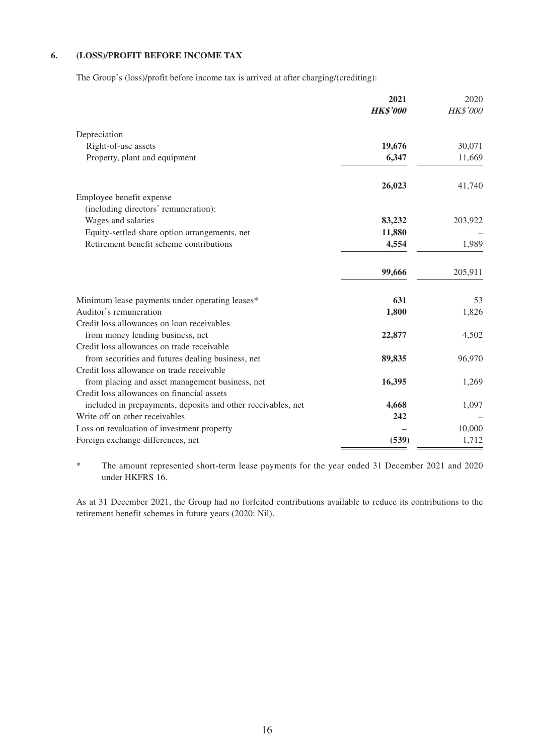## 6. (LOSS)/PROFIT BEFORE INCOME TAX

The Group's (loss)/profit before income tax is arrived at after charging/(crediting):

| | **2021** | 2020 |
|---|---|---|
| | ***HK$'000*** | *HK$'000* |
| Depreciation | | |
| Right-of-use assets | **19,676** | 30,071 |
| Property, plant and equipment | **6,347** | 11,669 |
| | **26,023** | 41,740 |
| Employee benefit expense (including directors' remuneration): | | |
| Wages and salaries | **83,232** | 203,922 |
| Equity-settled share option arrangements, net | **11,880** | – |
| Retirement benefit scheme contributions | **4,554** | 1,989 |
| | **99,666** | 205,911 |
| Minimum lease payments under operating leases* | **631** | 53 |
| Auditor's remuneration | **1,800** | 1,826 |
| Credit loss allowances on loan receivables from money lending business, net | **22,877** | 4,502 |
| Credit loss allowances on trade receivable from securities and futures dealing business, net | **89,835** | 96,970 |
| Credit loss allowance on trade receivable from placing and asset management business, net | **16,395** | 1,269 |
| Credit loss allowances on financial assets included in prepayments, deposits and other receivables, net | **4,668** | 1,097 |
| Write off on other receivables | **242** | – |
| Loss on revaluation of investment property | **–** | 10,000 |
| Foreign exchange differences, net | **(539)** | 1,712 |

\* The amount represented short-term lease payments for the year ended 31 December 2021 and 2020 under HKFRS 16.

As at 31 December 2021, the Group had no forfeited contributions available to reduce its contributions to the retirement benefit schemes in future years (2020: Nil).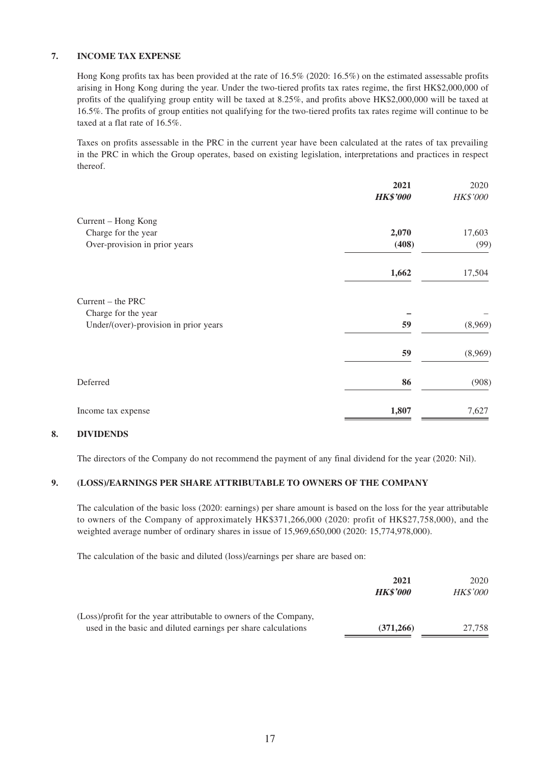### 7. INCOME TAX EXPENSE

Hong Kong profits tax has been provided at the rate of 16.5% (2020: 16.5%) on the estimated assessable profits arising in Hong Kong during the year. Under the two-tiered profits tax rates regime, the first HK$2,000,000 of profits of the qualifying group entity will be taxed at 8.25%, and profits above HK$2,000,000 will be taxed at 16.5%. The profits of group entities not qualifying for the two-tiered profits tax rates regime will continue to be taxed at a flat rate of 16.5%.

Taxes on profits assessable in the PRC in the current year have been calculated at the rates of tax prevailing in the PRC in which the Group operates, based on existing legislation, interpretations and practices in respect thereof.

| | **2021** | 2020 |
|---|---|---|
| | ***HK$'000*** | *HK$'000* |
| Current – Hong Kong | | |
| Charge for the year | **2,070** | 17,603 |
| Over-provision in prior years | **(408)** | (99) |
| | **1,662** | 17,504 |
| Current – the PRC | | |
| Charge for the year | **–** | – |
| Under/(over)-provision in prior years | **59** | (8,969) |
| | **59** | (8,969) |
| Deferred | **86** | (908) |
| Income tax expense | **1,807** | 7,627 |

### 8. DIVIDENDS

The directors of the Company do not recommend the payment of any final dividend for the year (2020: Nil).

### 9. (LOSS)/EARNINGS PER SHARE ATTRIBUTABLE TO OWNERS OF THE COMPANY

The calculation of the basic loss (2020: earnings) per share amount is based on the loss for the year attributable to owners of the Company of approximately HK$371,266,000 (2020: profit of HK$27,758,000), and the weighted average number of ordinary shares in issue of 15,969,650,000 (2020: 15,774,978,000).

The calculation of the basic and diluted (loss)/earnings per share are based on:

| | **2021** | 2020 |
|---|---|---|
| | ***HK$'000*** | *HK$'000* |
| (Loss)/profit for the year attributable to owners of the Company, used in the basic and diluted earnings per share calculations | **(371,266)** | 27,758 |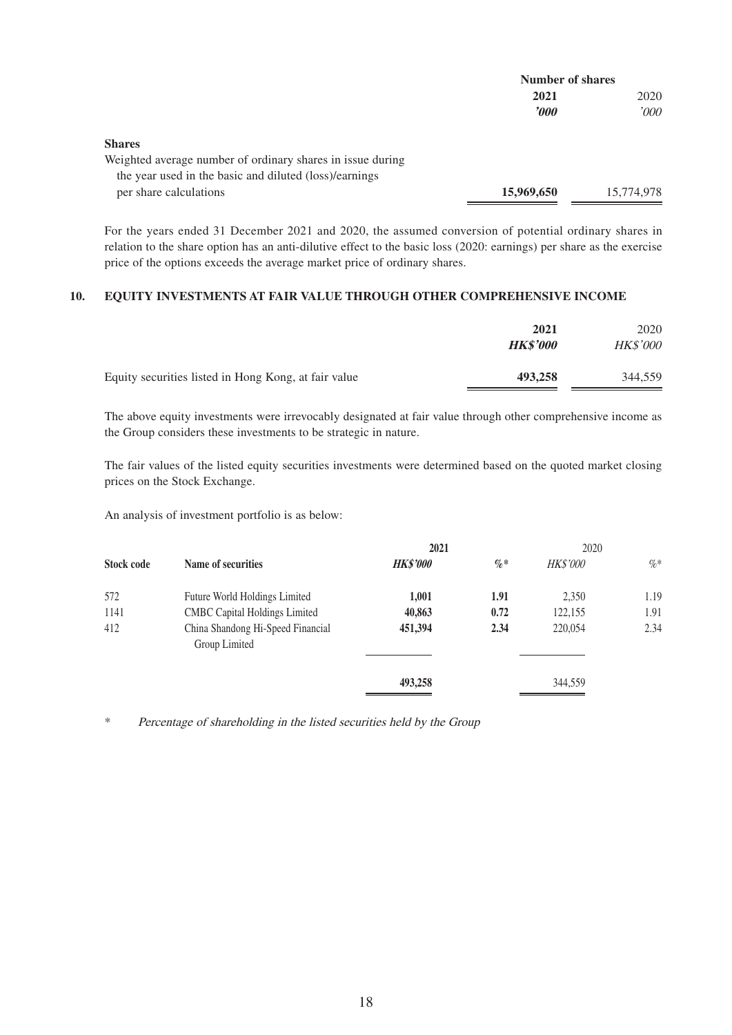| | Number of shares | |
|---|---|---|
| | **2021** | 2020 |
| | ***'000*** | *'000* |
| **Shares** | | |
| Weighted average number of ordinary shares in issue during the year used in the basic and diluted (loss)/earnings per share calculations | **15,969,650** | 15,774,978 |

For the years ended 31 December 2021 and 2020, the assumed conversion of potential ordinary shares in relation to the share option has an anti-dilutive effect to the basic loss (2020: earnings) per share as the exercise price of the options exceeds the average market price of ordinary shares.

## 10. EQUITY INVESTMENTS AT FAIR VALUE THROUGH OTHER COMPREHENSIVE INCOME

| | **2021** | 2020 |
|---|---|---|
| | ***HK$'000*** | *HK$'000* |
| Equity securities listed in Hong Kong, at fair value | **493,258** | 344,559 |

The above equity investments were irrevocably designated at fair value through other comprehensive income as the Group considers these investments to be strategic in nature.

The fair values of the listed equity securities investments were determined based on the quoted market closing prices on the Stock Exchange.

An analysis of investment portfolio is as below:

| | | **2021** | | 2020 | |
|---|---|---|---|---|---|
| **Stock code** | **Name of securities** | ***HK$'000*** | ***%**** | *HK$'000* | *%** |
| 572 | Future World Holdings Limited | **1,001** | **1.91** | 2,350 | 1.19 |
| 1141 | CMBC Capital Holdings Limited | **40,863** | **0.72** | 122,155 | 1.91 |
| 412 | China Shandong Hi-Speed Financial Group Limited | **451,394** | **2.34** | 220,054 | 2.34 |
| | | **493,258** | | 344,559 | |

\* *Percentage of shareholding in the listed securities held by the Group*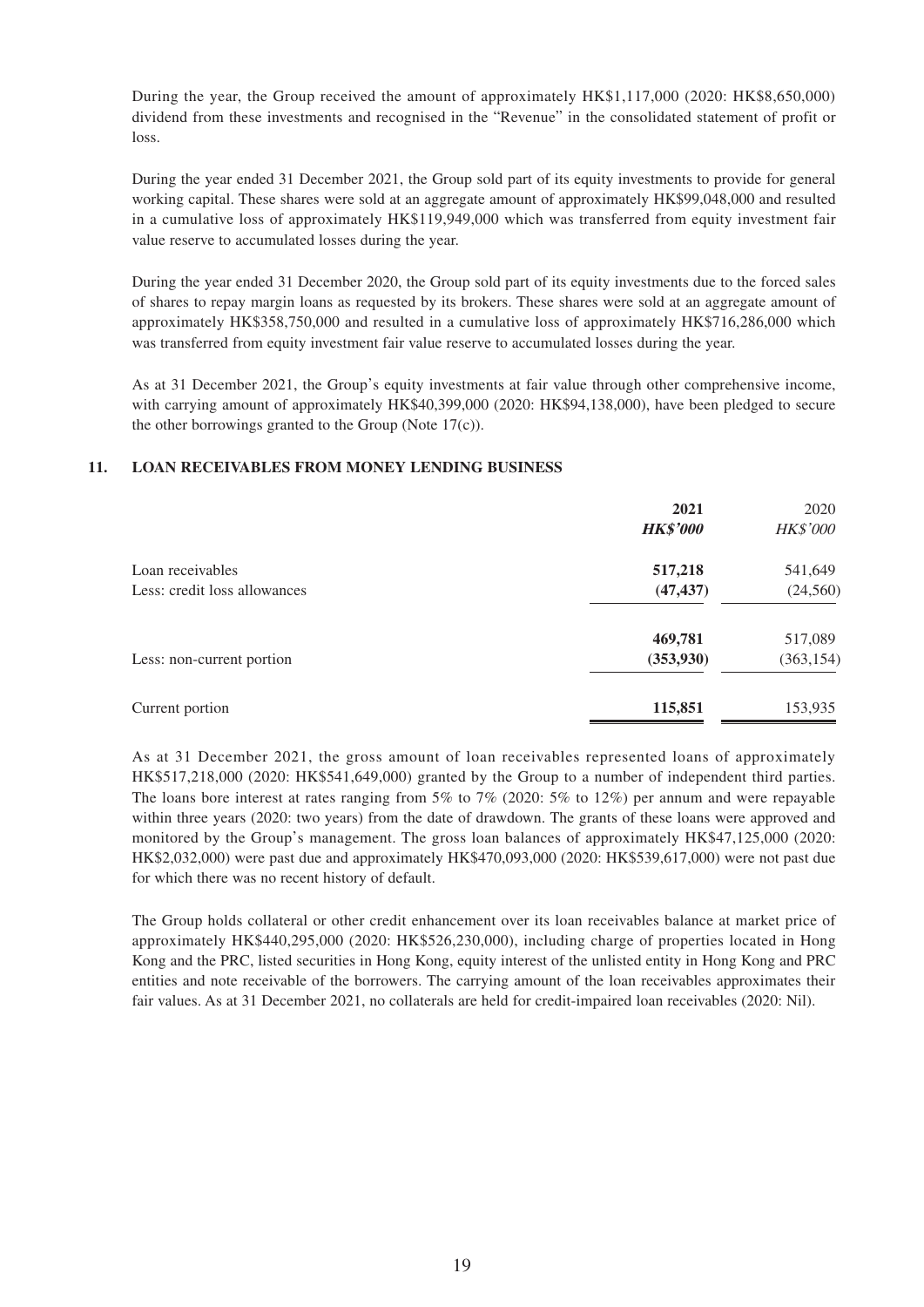During the year, the Group received the amount of approximately HK$1,117,000 (2020: HK$8,650,000) dividend from these investments and recognised in the "Revenue" in the consolidated statement of profit or loss.

During the year ended 31 December 2021, the Group sold part of its equity investments to provide for general working capital. These shares were sold at an aggregate amount of approximately HK$99,048,000 and resulted in a cumulative loss of approximately HK$119,949,000 which was transferred from equity investment fair value reserve to accumulated losses during the year.

During the year ended 31 December 2020, the Group sold part of its equity investments due to the forced sales of shares to repay margin loans as requested by its brokers. These shares were sold at an aggregate amount of approximately HK$358,750,000 and resulted in a cumulative loss of approximately HK$716,286,000 which was transferred from equity investment fair value reserve to accumulated losses during the year.

As at 31 December 2021, the Group's equity investments at fair value through other comprehensive income, with carrying amount of approximately HK$40,399,000 (2020: HK$94,138,000), have been pledged to secure the other borrowings granted to the Group (Note 17(c)).

## 11. LOAN RECEIVABLES FROM MONEY LENDING BUSINESS

| | **2021** | 2020 |
|---|---|---|
| | ***HK$'000*** | *HK$'000* |
| Loan receivables | **517,218** | 541,649 |
| Less: credit loss allowances | **(47,437)** | (24,560) |
| | **469,781** | 517,089 |
| Less: non-current portion | **(353,930)** | (363,154) |
| Current portion | **115,851** | 153,935 |

As at 31 December 2021, the gross amount of loan receivables represented loans of approximately HK$517,218,000 (2020: HK$541,649,000) granted by the Group to a number of independent third parties. The loans bore interest at rates ranging from 5% to 7% (2020: 5% to 12%) per annum and were repayable within three years (2020: two years) from the date of drawdown. The grants of these loans were approved and monitored by the Group's management. The gross loan balances of approximately HK$47,125,000 (2020: HK$2,032,000) were past due and approximately HK$470,093,000 (2020: HK$539,617,000) were not past due for which there was no recent history of default.

The Group holds collateral or other credit enhancement over its loan receivables balance at market price of approximately HK$440,295,000 (2020: HK$526,230,000), including charge of properties located in Hong Kong and the PRC, listed securities in Hong Kong, equity interest of the unlisted entity in Hong Kong and PRC entities and note receivable of the borrowers. The carrying amount of the loan receivables approximates their fair values. As at 31 December 2021, no collaterals are held for credit-impaired loan receivables (2020: Nil).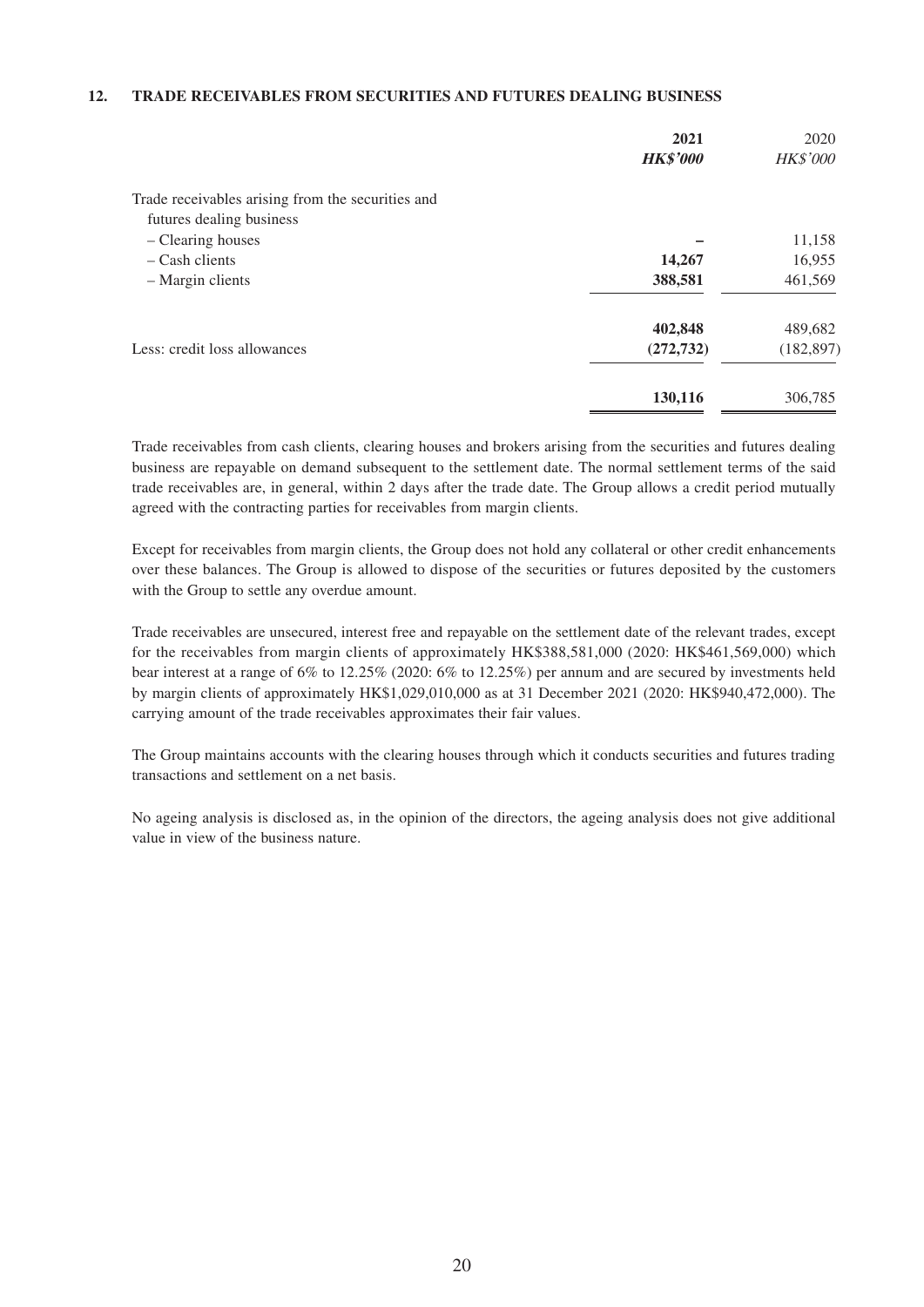## 12. TRADE RECEIVABLES FROM SECURITIES AND FUTURES DEALING BUSINESS

| | **2021** | 2020 |
|---|---|---|
| | ***HK$'000*** | *HK$'000* |
| Trade receivables arising from the securities and futures dealing business | | |
| – Clearing houses | **–** | 11,158 |
| – Cash clients | **14,267** | 16,955 |
| – Margin clients | **388,581** | 461,569 |
| | **402,848** | 489,682 |
| Less: credit loss allowances | **(272,732)** | (182,897) |
| | **130,116** | 306,785 |

Trade receivables from cash clients, clearing houses and brokers arising from the securities and futures dealing business are repayable on demand subsequent to the settlement date. The normal settlement terms of the said trade receivables are, in general, within 2 days after the trade date. The Group allows a credit period mutually agreed with the contracting parties for receivables from margin clients.

Except for receivables from margin clients, the Group does not hold any collateral or other credit enhancements over these balances. The Group is allowed to dispose of the securities or futures deposited by the customers with the Group to settle any overdue amount.

Trade receivables are unsecured, interest free and repayable on the settlement date of the relevant trades, except for the receivables from margin clients of approximately HK$388,581,000 (2020: HK$461,569,000) which bear interest at a range of 6% to 12.25% (2020: 6% to 12.25%) per annum and are secured by investments held by margin clients of approximately HK$1,029,010,000 as at 31 December 2021 (2020: HK$940,472,000). The carrying amount of the trade receivables approximates their fair values.

The Group maintains accounts with the clearing houses through which it conducts securities and futures trading transactions and settlement on a net basis.

No ageing analysis is disclosed as, in the opinion of the directors, the ageing analysis does not give additional value in view of the business nature.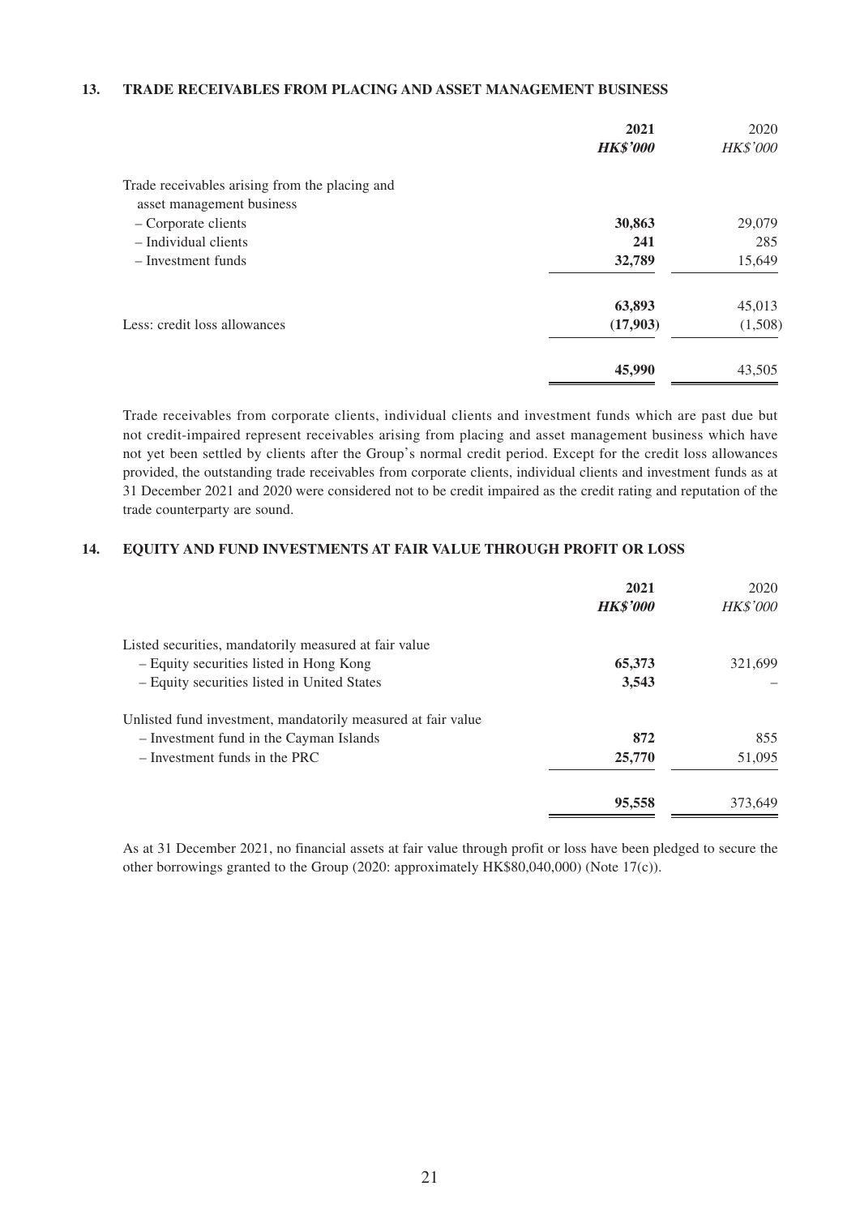## 13. TRADE RECEIVABLES FROM PLACING AND ASSET MANAGEMENT BUSINESS

| | 2021 | 2020 |
|---|---|---|
| | ***HK$'000*** | *HK$'000* |
| Trade receivables arising from the placing and asset management business | | |
| – Corporate clients | **30,863** | 29,079 |
| – Individual clients | **241** | 285 |
| – Investment funds | **32,789** | 15,649 |
| | **63,893** | 45,013 |
| Less: credit loss allowances | **(17,903)** | (1,508) |
| | **45,990** | 43,505 |

Trade receivables from corporate clients, individual clients and investment funds which are past due but not credit-impaired represent receivables arising from placing and asset management business which have not yet been settled by clients after the Group's normal credit period. Except for the credit loss allowances provided, the outstanding trade receivables from corporate clients, individual clients and investment funds as at 31 December 2021 and 2020 were considered not to be credit impaired as the credit rating and reputation of the trade counterparty are sound.

## 14. EQUITY AND FUND INVESTMENTS AT FAIR VALUE THROUGH PROFIT OR LOSS

| | 2021 | 2020 |
|---|---|---|
| | ***HK$'000*** | *HK$'000* |
| Listed securities, mandatorily measured at fair value | | |
| – Equity securities listed in Hong Kong | **65,373** | 321,699 |
| – Equity securities listed in United States | **3,543** | – |
| Unlisted fund investment, mandatorily measured at fair value | | |
| – Investment fund in the Cayman Islands | **872** | 855 |
| – Investment funds in the PRC | **25,770** | 51,095 |
| | **95,558** | 373,649 |

As at 31 December 2021, no financial assets at fair value through profit or loss have been pledged to secure the other borrowings granted to the Group (2020: approximately HK$80,040,000) (Note 17(c)).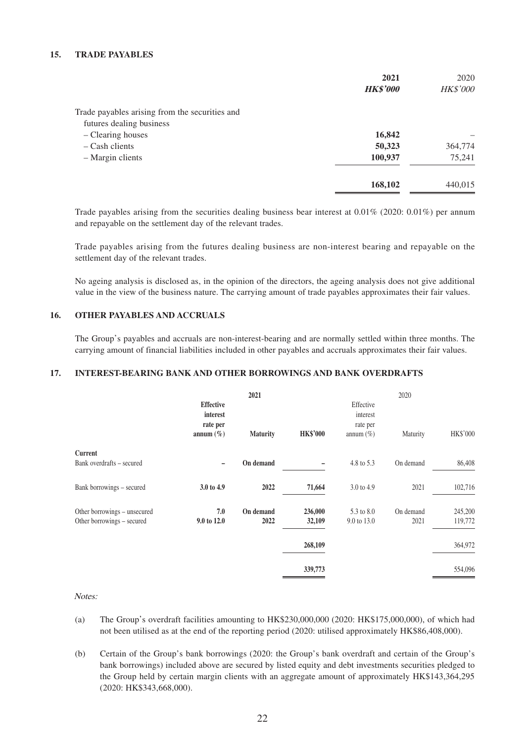## 15. TRADE PAYABLES

| | 2021 | 2020 |
|---|---|---|
| | ***HK$'000*** | *HK$'000* |
| Trade payables arising from the securities and futures dealing business | | |
| – Clearing houses | **16,842** | – |
| – Cash clients | **50,323** | 364,774 |
| – Margin clients | **100,937** | 75,241 |
| | **168,102** | 440,015 |

Trade payables arising from the securities dealing business bear interest at 0.01% (2020: 0.01%) per annum and repayable on the settlement day of the relevant trades.

Trade payables arising from the futures dealing business are non-interest bearing and repayable on the settlement day of the relevant trades.

No ageing analysis is disclosed as, in the opinion of the directors, the ageing analysis does not give additional value in the view of the business nature. The carrying amount of trade payables approximates their fair values.

## 16. OTHER PAYABLES AND ACCRUALS

The Group's payables and accruals are non-interest-bearing and are normally settled within three months. The carrying amount of financial liabilities included in other payables and accruals approximates their fair values.

## 17. INTEREST-BEARING BANK AND OTHER BORROWINGS AND BANK OVERDRAFTS

| | **2021** | | | 2020 | | |
|---|---|---|---|---|---|---|
| | **Effective interest rate per annum (%)** | **Maturity** | **HK$'000** | Effective interest rate per annum (%) | Maturity | HK$'000 |
| **Current** | | | | | | |
| Bank overdrafts – secured | **–** | **On demand** | **–** | 4.8 to 5.3 | On demand | 86,408 |
| Bank borrowings – secured | **3.0 to 4.9** | **2022** | **71,664** | 3.0 to 4.9 | 2021 | 102,716 |
| Other borrowings – unsecured | **7.0** | **On demand** | **236,000** | 5.3 to 8.0 | On demand | 245,200 |
| Other borrowings – secured | **9.0 to 12.0** | **2022** | **32,109** | 9.0 to 13.0 | 2021 | 119,772 |
| | | | **268,109** | | | 364,972 |
| | | | **339,773** | | | 554,096 |

*Notes:*

(a) The Group's overdraft facilities amounting to HK$230,000,000 (2020: HK$175,000,000), of which had not been utilised as at the end of the reporting period (2020: utilised approximately HK$86,408,000).

(b) Certain of the Group's bank borrowings (2020: the Group's bank overdraft and certain of the Group's bank borrowings) included above are secured by listed equity and debt investments securities pledged to the Group held by certain margin clients with an aggregate amount of approximately HK$143,364,295 (2020: HK$343,668,000).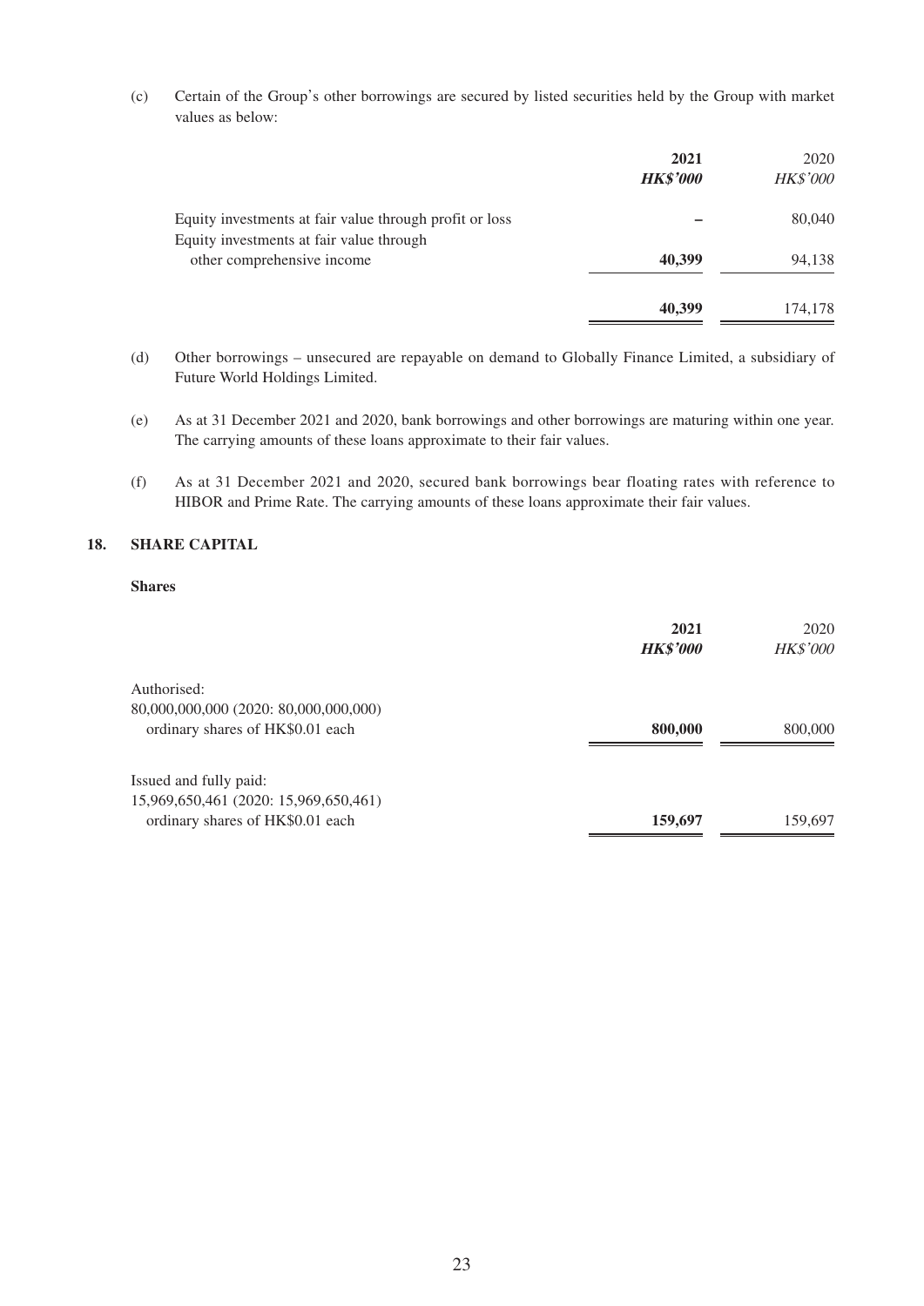(c) Certain of the Group's other borrowings are secured by listed securities held by the Group with market values as below:

| | **2021** | 2020 |
|---|---|---|
| | ***HK$'000*** | *HK$'000* |
| Equity investments at fair value through profit or loss | **–** | 80,040 |
| Equity investments at fair value through other comprehensive income | **40,399** | 94,138 |
| | **40,399** | 174,178 |

(d) Other borrowings – unsecured are repayable on demand to Globally Finance Limited, a subsidiary of Future World Holdings Limited.

(e) As at 31 December 2021 and 2020, bank borrowings and other borrowings are maturing within one year. The carrying amounts of these loans approximate to their fair values.

(f) As at 31 December 2021 and 2020, secured bank borrowings bear floating rates with reference to HIBOR and Prime Rate. The carrying amounts of these loans approximate their fair values.

## 18. SHARE CAPITAL

**Shares**

| | **2021** | 2020 |
|---|---|---|
| | ***HK$'000*** | *HK$'000* |
| Authorised: | | |
| 80,000,000,000 (2020: 80,000,000,000) ordinary shares of HK$0.01 each | **800,000** | 800,000 |
| Issued and fully paid: | | |
| 15,969,650,461 (2020: 15,969,650,461) ordinary shares of HK$0.01 each | **159,697** | 159,697 |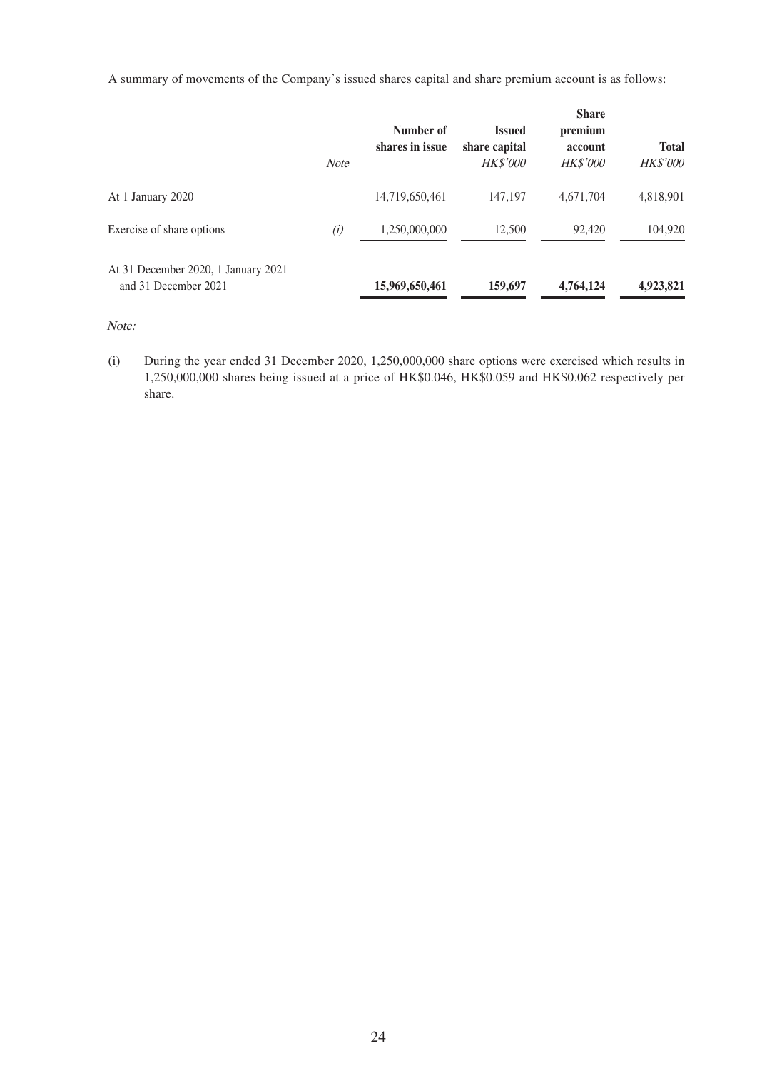A summary of movements of the Company's issued shares capital and share premium account is as follows:

| | Note | Number of shares in issue | Issued share capital *HK$'000* | Share premium account *HK$'000* | Total *HK$'000* |
|---|---|---|---|---|---|
| At 1 January 2020 | | 14,719,650,461 | 147,197 | 4,671,704 | 4,818,901 |
| Exercise of share options | *(i)* | 1,250,000,000 | 12,500 | 92,420 | 104,920 |
| At 31 December 2020, 1 January 2021 and 31 December 2021 | | **15,969,650,461** | **159,697** | **4,764,124** | **4,923,821** |

*Note:*

(i) During the year ended 31 December 2020, 1,250,000,000 share options were exercised which results in 1,250,000,000 shares being issued at a price of HK$0.046, HK$0.059 and HK$0.062 respectively per share.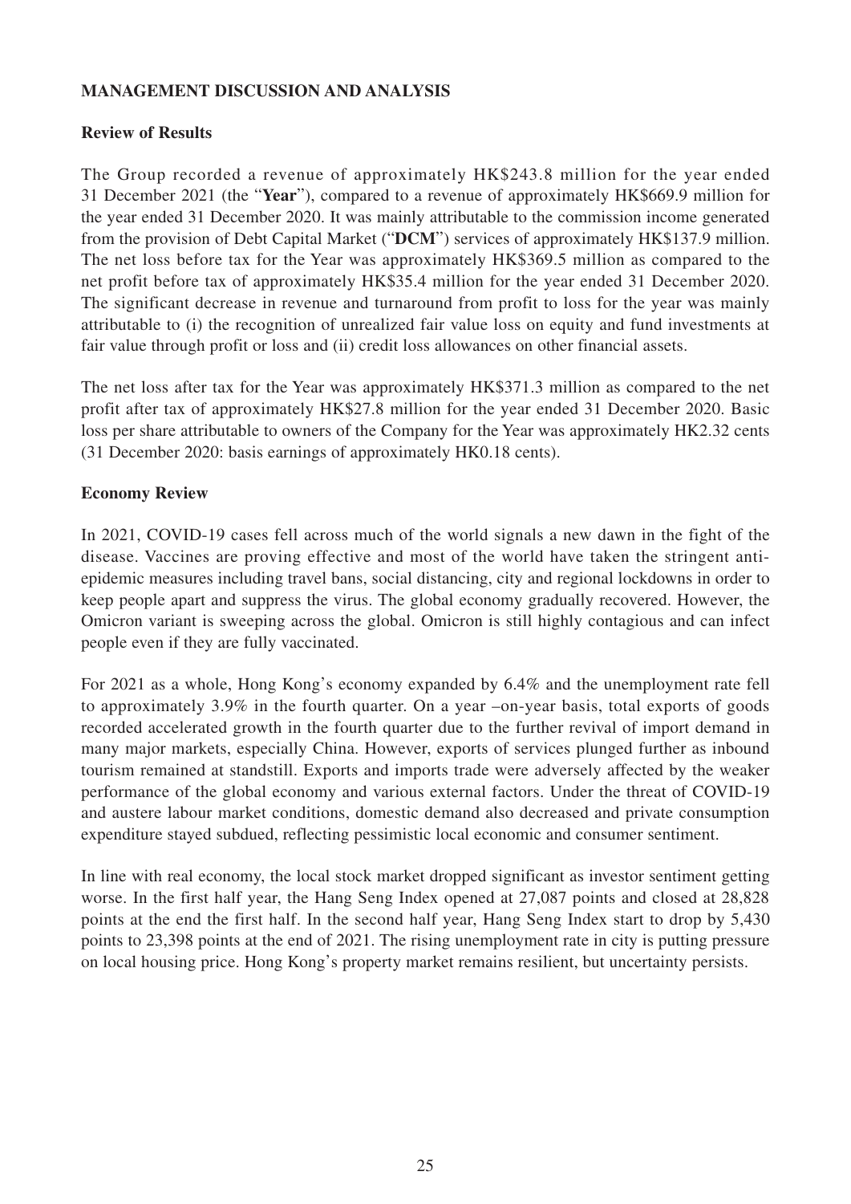# MANAGEMENT DISCUSSION AND ANALYSIS

## Review of Results

The Group recorded a revenue of approximately HK$243.8 million for the year ended 31 December 2021 (the "**Year**"), compared to a revenue of approximately HK$669.9 million for the year ended 31 December 2020. It was mainly attributable to the commission income generated from the provision of Debt Capital Market ("**DCM**") services of approximately HK$137.9 million. The net loss before tax for the Year was approximately HK$369.5 million as compared to the net profit before tax of approximately HK$35.4 million for the year ended 31 December 2020. The significant decrease in revenue and turnaround from profit to loss for the year was mainly attributable to (i) the recognition of unrealized fair value loss on equity and fund investments at fair value through profit or loss and (ii) credit loss allowances on other financial assets.

The net loss after tax for the Year was approximately HK$371.3 million as compared to the net profit after tax of approximately HK$27.8 million for the year ended 31 December 2020. Basic loss per share attributable to owners of the Company for the Year was approximately HK2.32 cents (31 December 2020: basis earnings of approximately HK0.18 cents).

## Economy Review

In 2021, COVID-19 cases fell across much of the world signals a new dawn in the fight of the disease. Vaccines are proving effective and most of the world have taken the stringent anti-epidemic measures including travel bans, social distancing, city and regional lockdowns in order to keep people apart and suppress the virus. The global economy gradually recovered. However, the Omicron variant is sweeping across the global. Omicron is still highly contagious and can infect people even if they are fully vaccinated.

For 2021 as a whole, Hong Kong's economy expanded by 6.4% and the unemployment rate fell to approximately 3.9% in the fourth quarter. On a year –on-year basis, total exports of goods recorded accelerated growth in the fourth quarter due to the further revival of import demand in many major markets, especially China. However, exports of services plunged further as inbound tourism remained at standstill. Exports and imports trade were adversely affected by the weaker performance of the global economy and various external factors. Under the threat of COVID-19 and austere labour market conditions, domestic demand also decreased and private consumption expenditure stayed subdued, reflecting pessimistic local economic and consumer sentiment.

In line with real economy, the local stock market dropped significant as investor sentiment getting worse. In the first half year, the Hang Seng Index opened at 27,087 points and closed at 28,828 points at the end the first half. In the second half year, Hang Seng Index start to drop by 5,430 points to 23,398 points at the end of 2021. The rising unemployment rate in city is putting pressure on local housing price. Hong Kong's property market remains resilient, but uncertainty persists.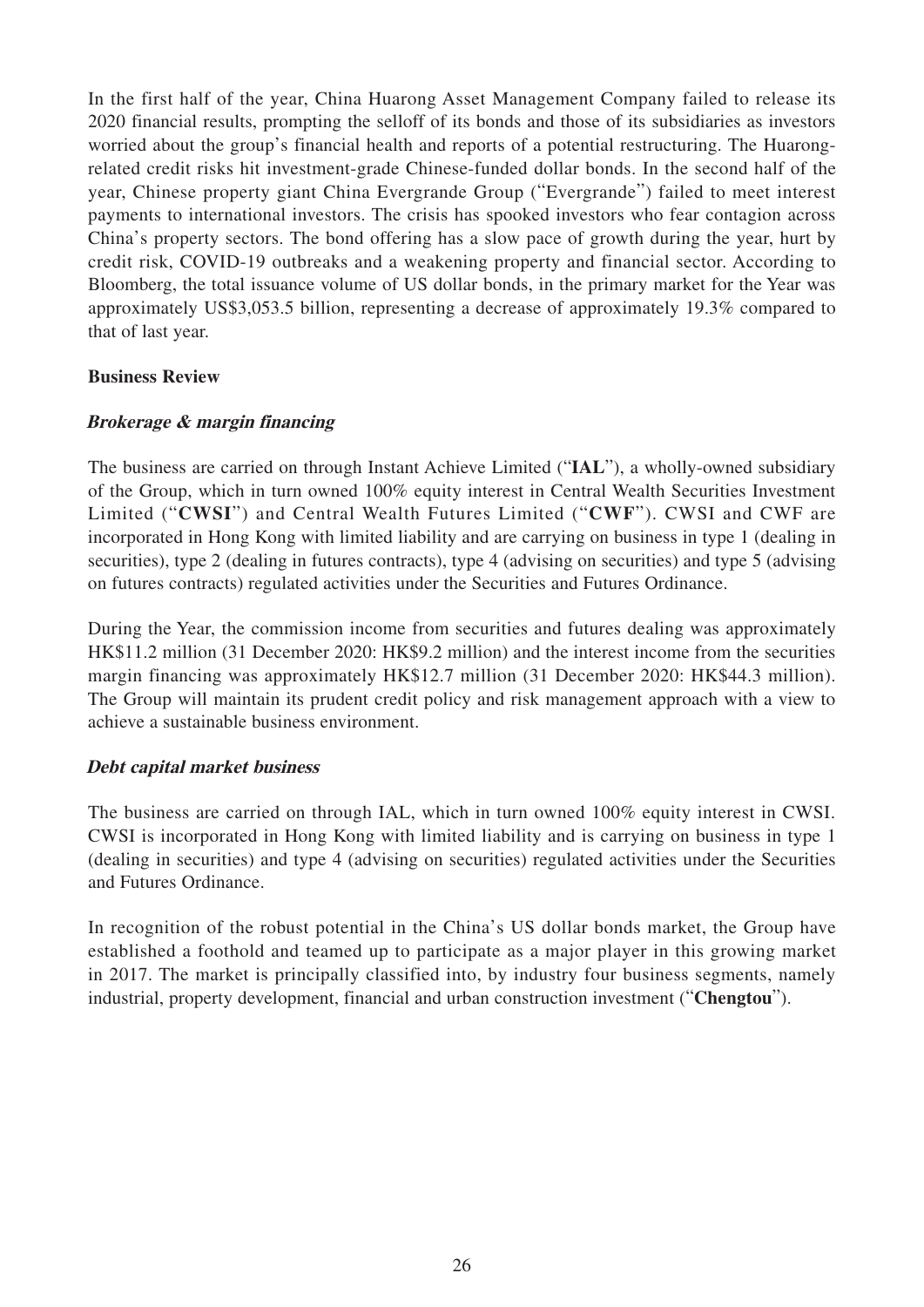In the first half of the year, China Huarong Asset Management Company failed to release its 2020 financial results, prompting the selloff of its bonds and those of its subsidiaries as investors worried about the group's financial health and reports of a potential restructuring. The Huarong-related credit risks hit investment-grade Chinese-funded dollar bonds. In the second half of the year, Chinese property giant China Evergrande Group ("Evergrande") failed to meet interest payments to international investors. The crisis has spooked investors who fear contagion across China's property sectors. The bond offering has a slow pace of growth during the year, hurt by credit risk, COVID-19 outbreaks and a weakening property and financial sector. According to Bloomberg, the total issuance volume of US dollar bonds, in the primary market for the Year was approximately US$3,053.5 billion, representing a decrease of approximately 19.3% compared to that of last year.

## Business Review

### *Brokerage & margin financing*

The business are carried on through Instant Achieve Limited ("**IAL**"), a wholly-owned subsidiary of the Group, which in turn owned 100% equity interest in Central Wealth Securities Investment Limited ("**CWSI**") and Central Wealth Futures Limited ("**CWF**"). CWSI and CWF are incorporated in Hong Kong with limited liability and are carrying on business in type 1 (dealing in securities), type 2 (dealing in futures contracts), type 4 (advising on securities) and type 5 (advising on futures contracts) regulated activities under the Securities and Futures Ordinance.

During the Year, the commission income from securities and futures dealing was approximately HK$11.2 million (31 December 2020: HK$9.2 million) and the interest income from the securities margin financing was approximately HK$12.7 million (31 December 2020: HK$44.3 million). The Group will maintain its prudent credit policy and risk management approach with a view to achieve a sustainable business environment.

### *Debt capital market business*

The business are carried on through IAL, which in turn owned 100% equity interest in CWSI. CWSI is incorporated in Hong Kong with limited liability and is carrying on business in type 1 (dealing in securities) and type 4 (advising on securities) regulated activities under the Securities and Futures Ordinance.

In recognition of the robust potential in the China's US dollar bonds market, the Group have established a foothold and teamed up to participate as a major player in this growing market in 2017. The market is principally classified into, by industry four business segments, namely industrial, property development, financial and urban construction investment ("**Chengtou**").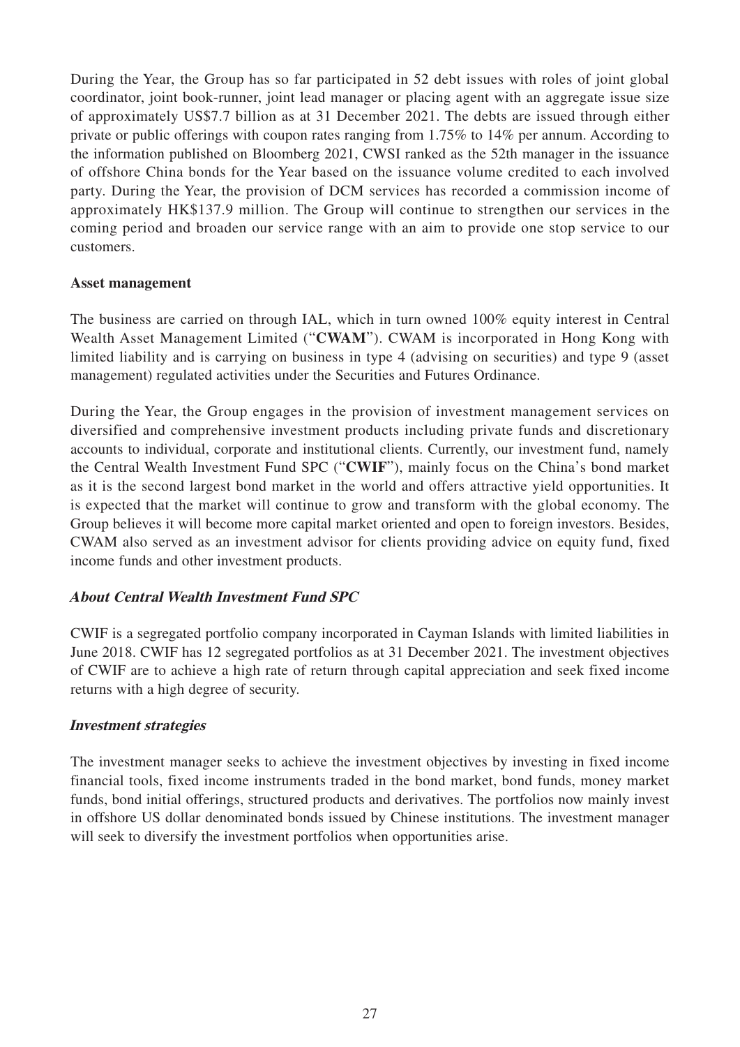During the Year, the Group has so far participated in 52 debt issues with roles of joint global coordinator, joint book-runner, joint lead manager or placing agent with an aggregate issue size of approximately US$7.7 billion as at 31 December 2021. The debts are issued through either private or public offerings with coupon rates ranging from 1.75% to 14% per annum. According to the information published on Bloomberg 2021, CWSI ranked as the 52th manager in the issuance of offshore China bonds for the Year based on the issuance volume credited to each involved party. During the Year, the provision of DCM services has recorded a commission income of approximately HK$137.9 million. The Group will continue to strengthen our services in the coming period and broaden our service range with an aim to provide one stop service to our customers.

**Asset management**

The business are carried on through IAL, which in turn owned 100% equity interest in Central Wealth Asset Management Limited ("**CWAM**"). CWAM is incorporated in Hong Kong with limited liability and is carrying on business in type 4 (advising on securities) and type 9 (asset management) regulated activities under the Securities and Futures Ordinance.

During the Year, the Group engages in the provision of investment management services on diversified and comprehensive investment products including private funds and discretionary accounts to individual, corporate and institutional clients. Currently, our investment fund, namely the Central Wealth Investment Fund SPC ("**CWIF**"), mainly focus on the China's bond market as it is the second largest bond market in the world and offers attractive yield opportunities. It is expected that the market will continue to grow and transform with the global economy. The Group believes it will become more capital market oriented and open to foreign investors. Besides, CWAM also served as an investment advisor for clients providing advice on equity fund, fixed income funds and other investment products.

***About Central Wealth Investment Fund SPC***

CWIF is a segregated portfolio company incorporated in Cayman Islands with limited liabilities in June 2018. CWIF has 12 segregated portfolios as at 31 December 2021. The investment objectives of CWIF are to achieve a high rate of return through capital appreciation and seek fixed income returns with a high degree of security.

***Investment strategies***

The investment manager seeks to achieve the investment objectives by investing in fixed income financial tools, fixed income instruments traded in the bond market, bond funds, money market funds, bond initial offerings, structured products and derivatives. The portfolios now mainly invest in offshore US dollar denominated bonds issued by Chinese institutions. The investment manager will seek to diversify the investment portfolios when opportunities arise.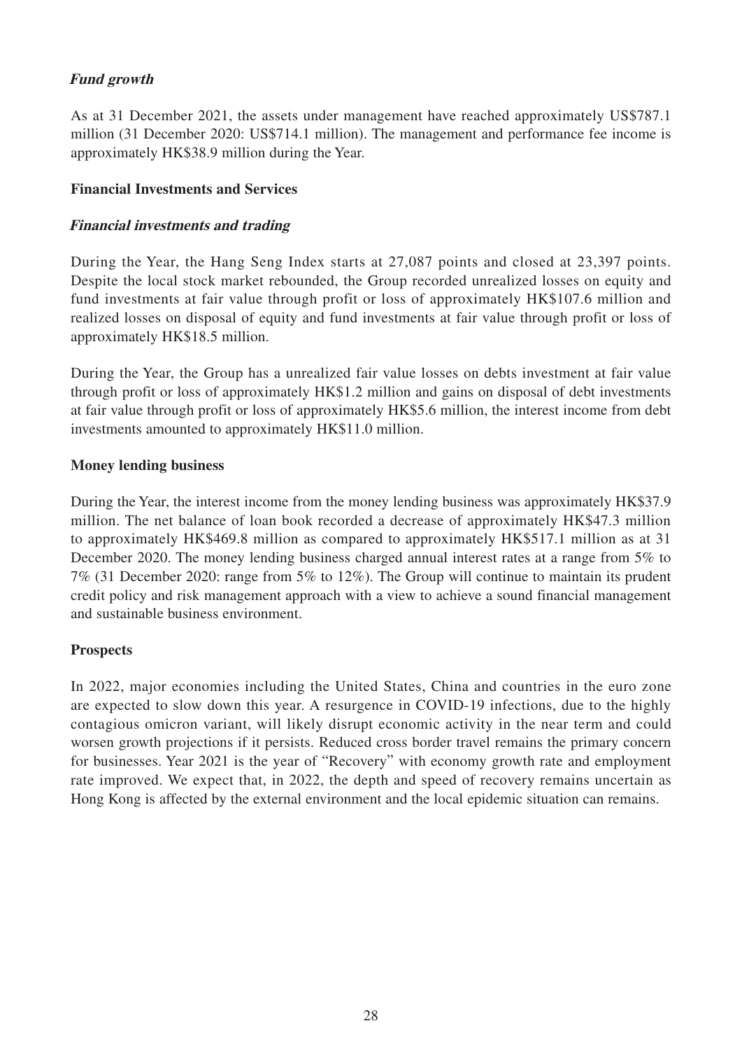***Fund growth***

As at 31 December 2021, the assets under management have reached approximately US$787.1 million (31 December 2020: US$714.1 million). The management and performance fee income is approximately HK$38.9 million during the Year.

**Financial Investments and Services**

***Financial investments and trading***

During the Year, the Hang Seng Index starts at 27,087 points and closed at 23,397 points. Despite the local stock market rebounded, the Group recorded unrealized losses on equity and fund investments at fair value through profit or loss of approximately HK$107.6 million and realized losses on disposal of equity and fund investments at fair value through profit or loss of approximately HK$18.5 million.

During the Year, the Group has a unrealized fair value losses on debts investment at fair value through profit or loss of approximately HK$1.2 million and gains on disposal of debt investments at fair value through profit or loss of approximately HK$5.6 million, the interest income from debt investments amounted to approximately HK$11.0 million.

**Money lending business**

During the Year, the interest income from the money lending business was approximately HK$37.9 million. The net balance of loan book recorded a decrease of approximately HK$47.3 million to approximately HK$469.8 million as compared to approximately HK$517.1 million as at 31 December 2020. The money lending business charged annual interest rates at a range from 5% to 7% (31 December 2020: range from 5% to 12%). The Group will continue to maintain its prudent credit policy and risk management approach with a view to achieve a sound financial management and sustainable business environment.

**Prospects**

In 2022, major economies including the United States, China and countries in the euro zone are expected to slow down this year. A resurgence in COVID-19 infections, due to the highly contagious omicron variant, will likely disrupt economic activity in the near term and could worsen growth projections if it persists. Reduced cross border travel remains the primary concern for businesses. Year 2021 is the year of "Recovery" with economy growth rate and employment rate improved. We expect that, in 2022, the depth and speed of recovery remains uncertain as Hong Kong is affected by the external environment and the local epidemic situation can remains.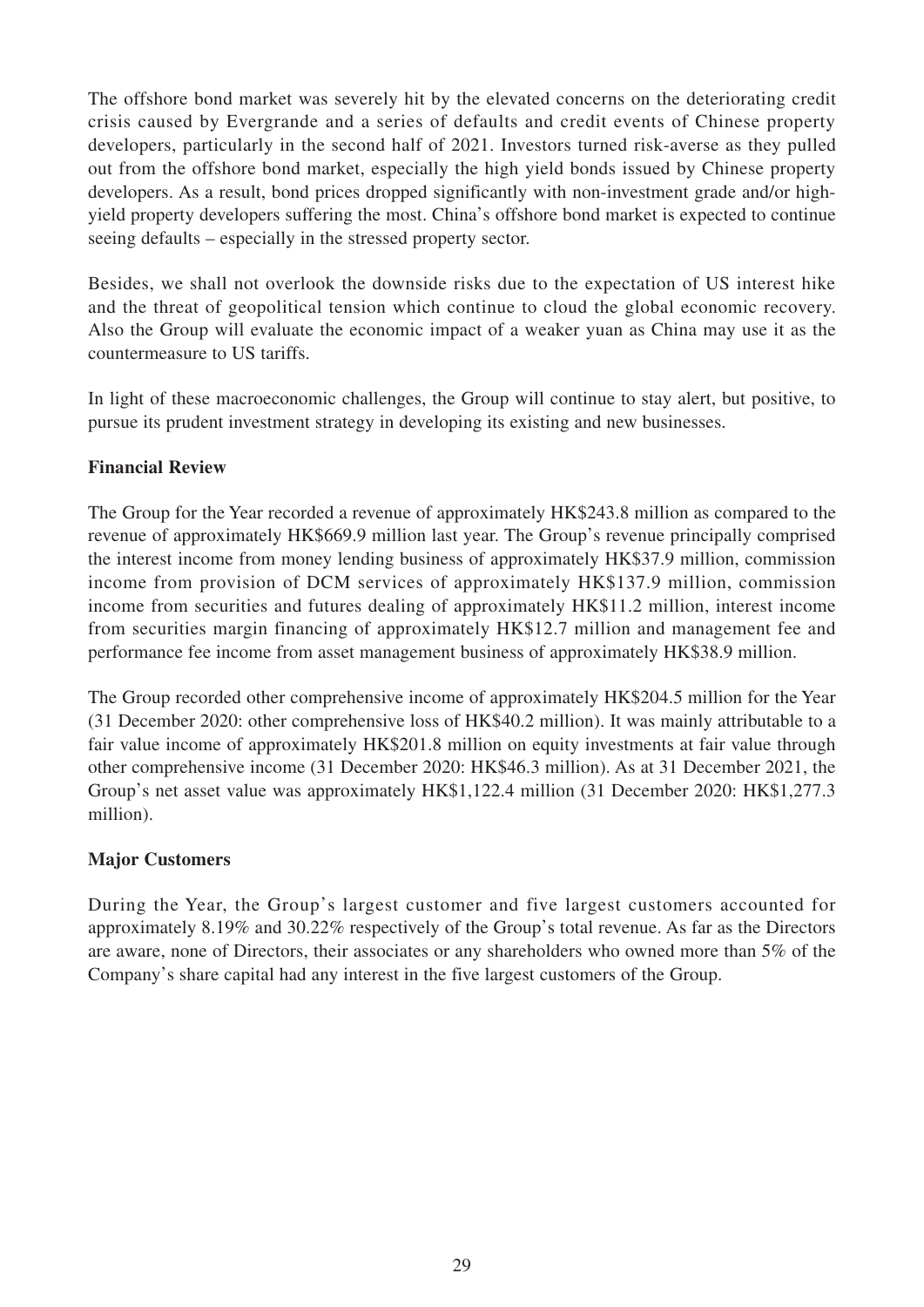The offshore bond market was severely hit by the elevated concerns on the deteriorating credit crisis caused by Evergrande and a series of defaults and credit events of Chinese property developers, particularly in the second half of 2021. Investors turned risk-averse as they pulled out from the offshore bond market, especially the high yield bonds issued by Chinese property developers. As a result, bond prices dropped significantly with non-investment grade and/or high-yield property developers suffering the most. China's offshore bond market is expected to continue seeing defaults – especially in the stressed property sector.

Besides, we shall not overlook the downside risks due to the expectation of US interest hike and the threat of geopolitical tension which continue to cloud the global economic recovery. Also the Group will evaluate the economic impact of a weaker yuan as China may use it as the countermeasure to US tariffs.

In light of these macroeconomic challenges, the Group will continue to stay alert, but positive, to pursue its prudent investment strategy in developing its existing and new businesses.

**Financial Review**

The Group for the Year recorded a revenue of approximately HK$243.8 million as compared to the revenue of approximately HK$669.9 million last year. The Group's revenue principally comprised the interest income from money lending business of approximately HK$37.9 million, commission income from provision of DCM services of approximately HK$137.9 million, commission income from securities and futures dealing of approximately HK$11.2 million, interest income from securities margin financing of approximately HK$12.7 million and management fee and performance fee income from asset management business of approximately HK$38.9 million.

The Group recorded other comprehensive income of approximately HK$204.5 million for the Year (31 December 2020: other comprehensive loss of HK$40.2 million). It was mainly attributable to a fair value income of approximately HK$201.8 million on equity investments at fair value through other comprehensive income (31 December 2020: HK$46.3 million). As at 31 December 2021, the Group's net asset value was approximately HK$1,122.4 million (31 December 2020: HK$1,277.3 million).

**Major Customers**

During the Year, the Group's largest customer and five largest customers accounted for approximately 8.19% and 30.22% respectively of the Group's total revenue. As far as the Directors are aware, none of Directors, their associates or any shareholders who owned more than 5% of the Company's share capital had any interest in the five largest customers of the Group.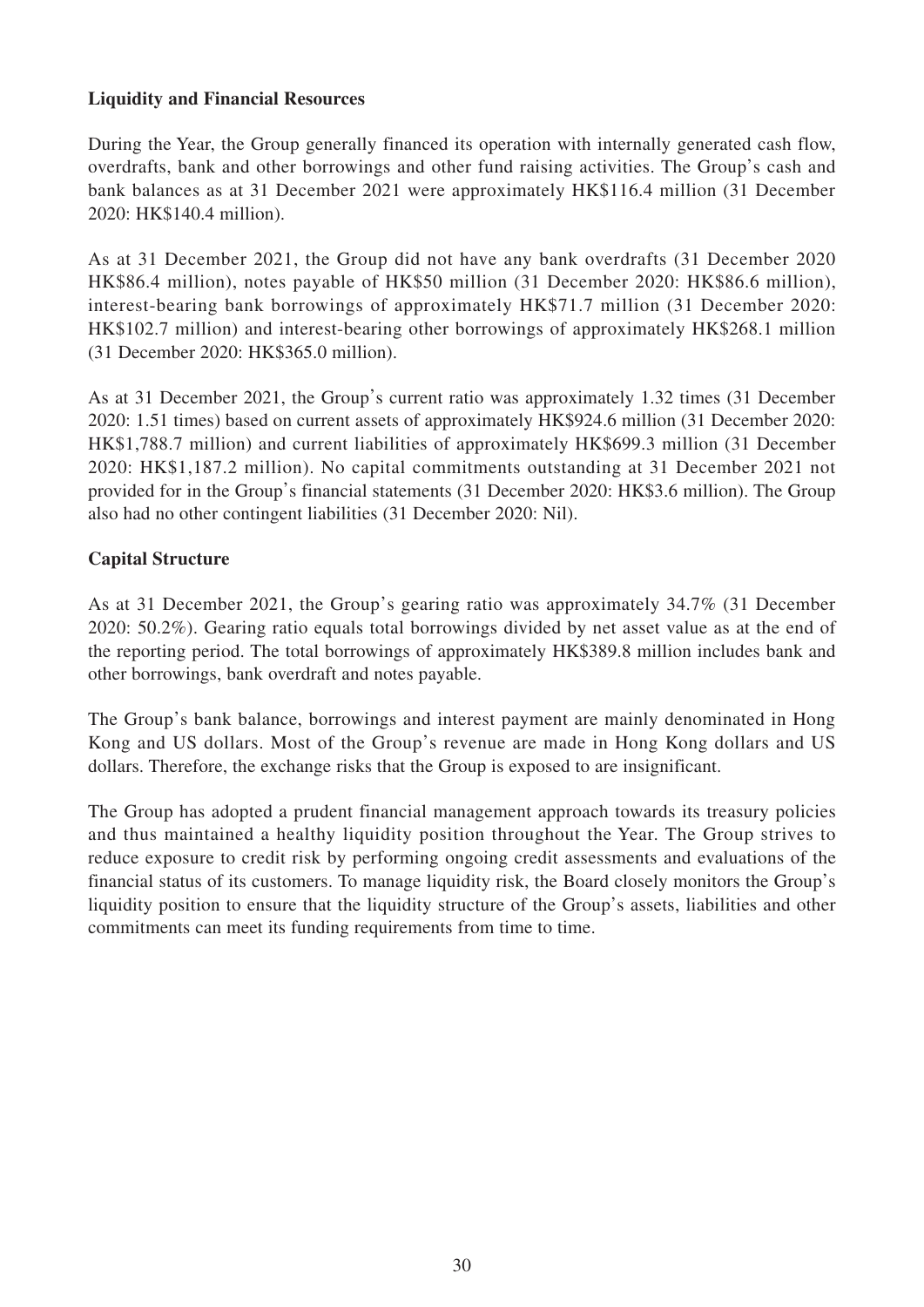**Liquidity and Financial Resources**

During the Year, the Group generally financed its operation with internally generated cash flow, overdrafts, bank and other borrowings and other fund raising activities. The Group's cash and bank balances as at 31 December 2021 were approximately HK$116.4 million (31 December 2020: HK$140.4 million).

As at 31 December 2021, the Group did not have any bank overdrafts (31 December 2020 HK$86.4 million), notes payable of HK$50 million (31 December 2020: HK$86.6 million), interest-bearing bank borrowings of approximately HK$71.7 million (31 December 2020: HK$102.7 million) and interest-bearing other borrowings of approximately HK$268.1 million (31 December 2020: HK$365.0 million).

As at 31 December 2021, the Group's current ratio was approximately 1.32 times (31 December 2020: 1.51 times) based on current assets of approximately HK$924.6 million (31 December 2020: HK$1,788.7 million) and current liabilities of approximately HK$699.3 million (31 December 2020: HK$1,187.2 million). No capital commitments outstanding at 31 December 2021 not provided for in the Group's financial statements (31 December 2020: HK$3.6 million). The Group also had no other contingent liabilities (31 December 2020: Nil).

**Capital Structure**

As at 31 December 2021, the Group's gearing ratio was approximately 34.7% (31 December 2020: 50.2%). Gearing ratio equals total borrowings divided by net asset value as at the end of the reporting period. The total borrowings of approximately HK$389.8 million includes bank and other borrowings, bank overdraft and notes payable.

The Group's bank balance, borrowings and interest payment are mainly denominated in Hong Kong and US dollars. Most of the Group's revenue are made in Hong Kong dollars and US dollars. Therefore, the exchange risks that the Group is exposed to are insignificant.

The Group has adopted a prudent financial management approach towards its treasury policies and thus maintained a healthy liquidity position throughout the Year. The Group strives to reduce exposure to credit risk by performing ongoing credit assessments and evaluations of the financial status of its customers. To manage liquidity risk, the Board closely monitors the Group's liquidity position to ensure that the liquidity structure of the Group's assets, liabilities and other commitments can meet its funding requirements from time to time.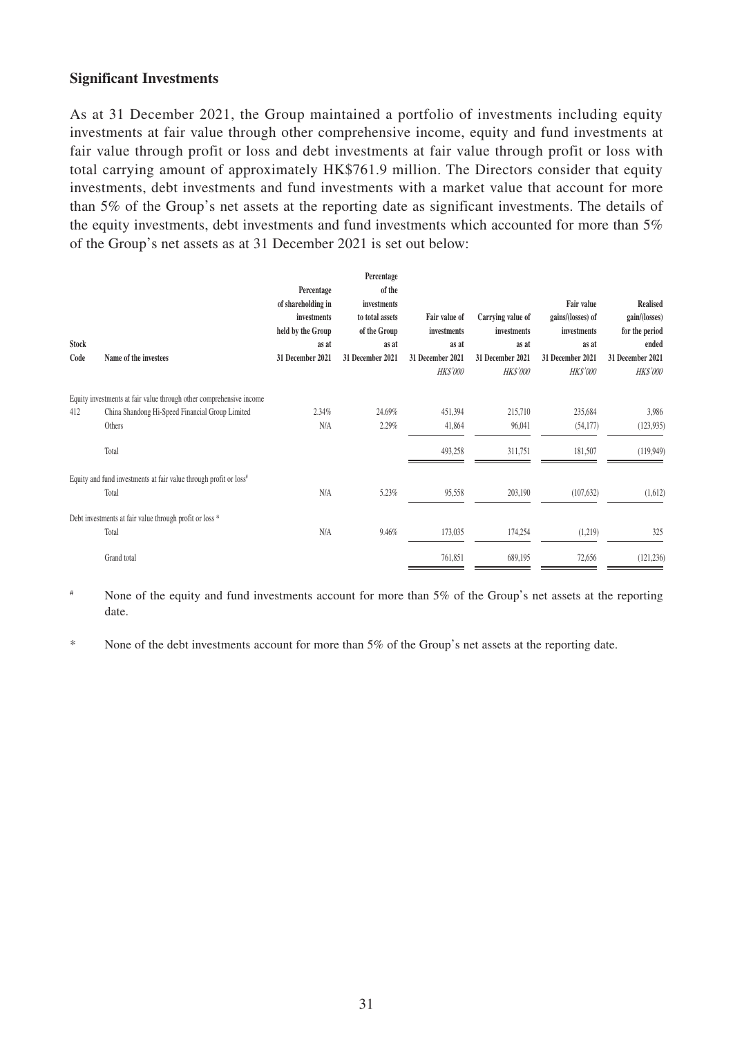**Significant Investments**

As at 31 December 2021, the Group maintained a portfolio of investments including equity investments at fair value through other comprehensive income, equity and fund investments at fair value through profit or loss and debt investments at fair value through profit or loss with total carrying amount of approximately HK$761.9 million. The Directors consider that equity investments, debt investments and fund investments with a market value that account for more than 5% of the Group's net assets at the reporting date as significant investments. The details of the equity investments, debt investments and fund investments which accounted for more than 5% of the Group's net assets as at 31 December 2021 is set out below:

| Stock Code | Name of the investees | Percentage of shareholding in investments held by the Group as at 31 December 2021 | Percentage of the investments to total assets of the Group as at 31 December 2021 | Fair value of investments as at 31 December 2021 | Carrying value of investments as at 31 December 2021 | Fair value gains/(losses) of investments as at 31 December 2021 | Realised gain/(losses) for the period ended 31 December 2021 |
|---|---|---|---|---|---|---|---|
| | | | | *HK$'000* | *HK$'000* | *HK$'000* | *HK$'000* |
| | Equity investments at fair value through other comprehensive income | | | | | | |
| 412 | China Shandong Hi-Speed Financial Group Limited | 2.34% | 24.69% | 451,394 | 215,710 | 235,684 | 3,986 |
| | Others | N/A | 2.29% | 41,864 | 96,041 | (54,177) | (123,935) |
| | Total | | | 493,258 | 311,751 | 181,507 | (119,949) |
| | Equity and fund investments at fair value through profit or loss# | | | | | | |
| | Total | N/A | 5.23% | 95,558 | 203,190 | (107,632) | (1,612) |
| | Debt investments at fair value through profit or loss * | | | | | | |
| | Total | N/A | 9.46% | 173,035 | 174,254 | (1,219) | 325 |
| | Grand total | | | 761,851 | 689,195 | 72,656 | (121,236) |

# None of the equity and fund investments account for more than 5% of the Group's net assets at the reporting date.

* None of the debt investments account for more than 5% of the Group's net assets at the reporting date.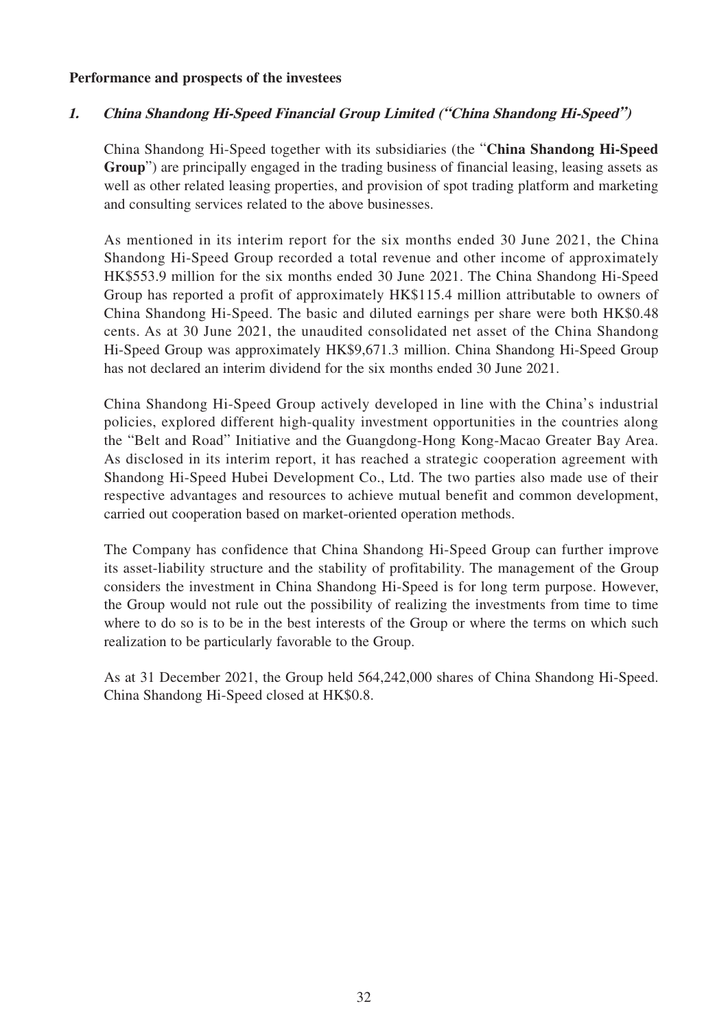**Performance and prospects of the investees**

### ***1. China Shandong Hi-Speed Financial Group Limited ("China Shandong Hi-Speed")***

China Shandong Hi-Speed together with its subsidiaries (the "**China Shandong Hi-Speed Group**") are principally engaged in the trading business of financial leasing, leasing assets as well as other related leasing properties, and provision of spot trading platform and marketing and consulting services related to the above businesses.

As mentioned in its interim report for the six months ended 30 June 2021, the China Shandong Hi-Speed Group recorded a total revenue and other income of approximately HK$553.9 million for the six months ended 30 June 2021. The China Shandong Hi-Speed Group has reported a profit of approximately HK$115.4 million attributable to owners of China Shandong Hi-Speed. The basic and diluted earnings per share were both HK$0.48 cents. As at 30 June 2021, the unaudited consolidated net asset of the China Shandong Hi-Speed Group was approximately HK$9,671.3 million. China Shandong Hi-Speed Group has not declared an interim dividend for the six months ended 30 June 2021.

China Shandong Hi-Speed Group actively developed in line with the China's industrial policies, explored different high-quality investment opportunities in the countries along the "Belt and Road" Initiative and the Guangdong-Hong Kong-Macao Greater Bay Area. As disclosed in its interim report, it has reached a strategic cooperation agreement with Shandong Hi-Speed Hubei Development Co., Ltd. The two parties also made use of their respective advantages and resources to achieve mutual benefit and common development, carried out cooperation based on market-oriented operation methods.

The Company has confidence that China Shandong Hi-Speed Group can further improve its asset-liability structure and the stability of profitability. The management of the Group considers the investment in China Shandong Hi-Speed is for long term purpose. However, the Group would not rule out the possibility of realizing the investments from time to time where to do so is to be in the best interests of the Group or where the terms on which such realization to be particularly favorable to the Group.

As at 31 December 2021, the Group held 564,242,000 shares of China Shandong Hi-Speed. China Shandong Hi-Speed closed at HK$0.8.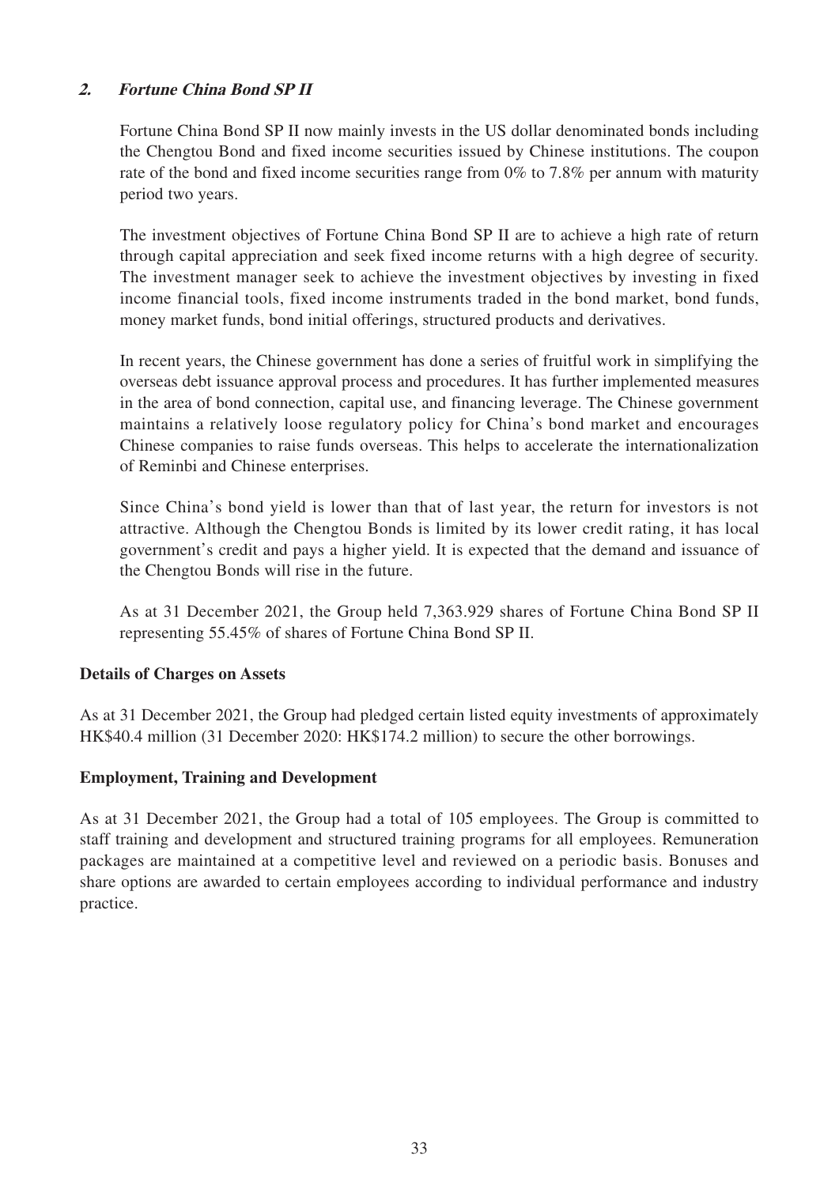### ***2. Fortune China Bond SP II***

Fortune China Bond SP II now mainly invests in the US dollar denominated bonds including the Chengtou Bond and fixed income securities issued by Chinese institutions. The coupon rate of the bond and fixed income securities range from 0% to 7.8% per annum with maturity period two years.

The investment objectives of Fortune China Bond SP II are to achieve a high rate of return through capital appreciation and seek fixed income returns with a high degree of security. The investment manager seek to achieve the investment objectives by investing in fixed income financial tools, fixed income instruments traded in the bond market, bond funds, money market funds, bond initial offerings, structured products and derivatives.

In recent years, the Chinese government has done a series of fruitful work in simplifying the overseas debt issuance approval process and procedures. It has further implemented measures in the area of bond connection, capital use, and financing leverage. The Chinese government maintains a relatively loose regulatory policy for China's bond market and encourages Chinese companies to raise funds overseas. This helps to accelerate the internationalization of Reminbi and Chinese enterprises.

Since China's bond yield is lower than that of last year, the return for investors is not attractive. Although the Chengtou Bonds is limited by its lower credit rating, it has local government's credit and pays a higher yield. It is expected that the demand and issuance of the Chengtou Bonds will rise in the future.

As at 31 December 2021, the Group held 7,363.929 shares of Fortune China Bond SP II representing 55.45% of shares of Fortune China Bond SP II.

**Details of Charges on Assets**

As at 31 December 2021, the Group had pledged certain listed equity investments of approximately HK$40.4 million (31 December 2020: HK$174.2 million) to secure the other borrowings.

**Employment, Training and Development**

As at 31 December 2021, the Group had a total of 105 employees. The Group is committed to staff training and development and structured training programs for all employees. Remuneration packages are maintained at a competitive level and reviewed on a periodic basis. Bonuses and share options are awarded to certain employees according to individual performance and industry practice.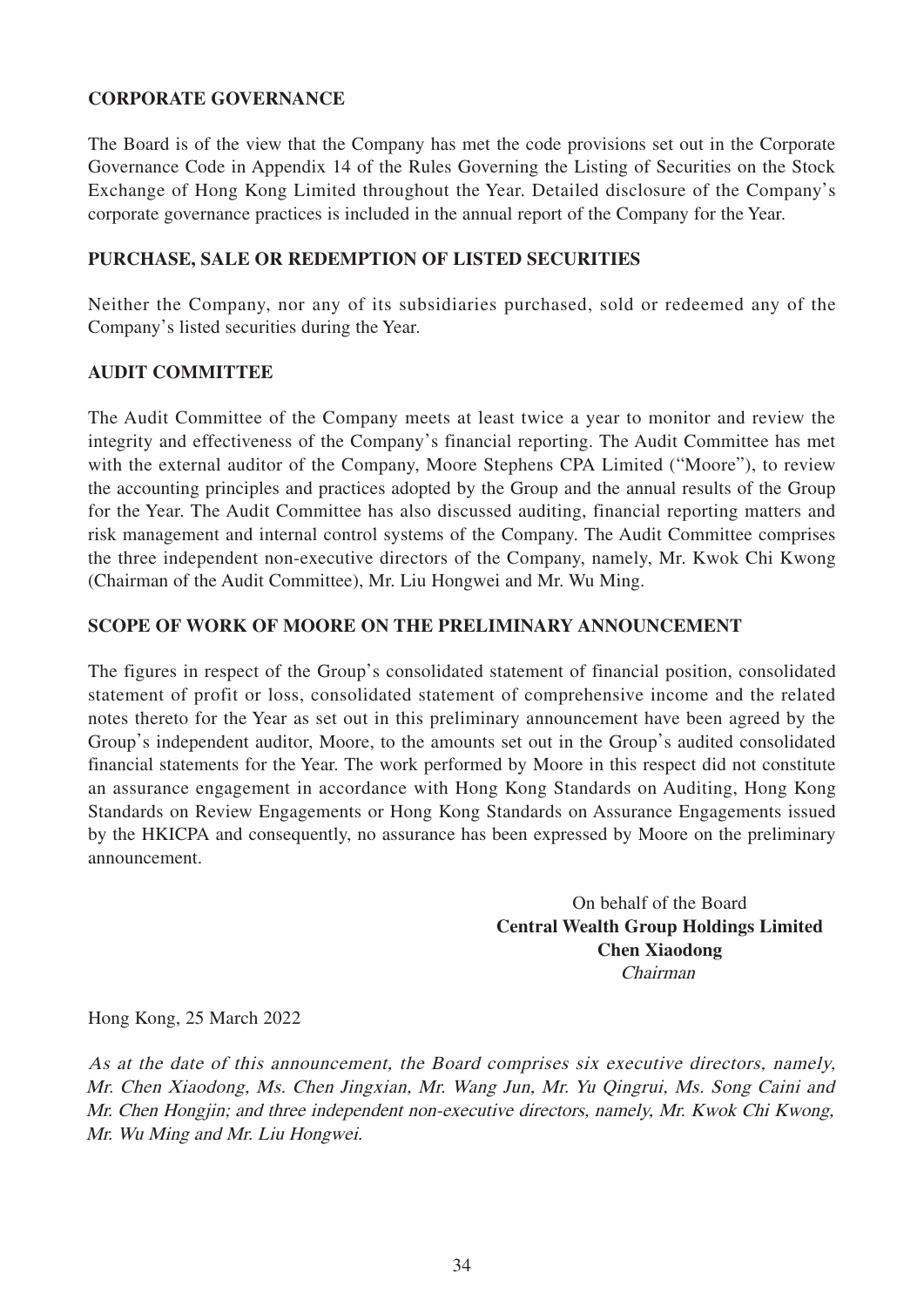## CORPORATE GOVERNANCE

The Board is of the view that the Company has met the code provisions set out in the Corporate Governance Code in Appendix 14 of the Rules Governing the Listing of Securities on the Stock Exchange of Hong Kong Limited throughout the Year. Detailed disclosure of the Company's corporate governance practices is included in the annual report of the Company for the Year.

## PURCHASE, SALE OR REDEMPTION OF LISTED SECURITIES

Neither the Company, nor any of its subsidiaries purchased, sold or redeemed any of the Company's listed securities during the Year.

## AUDIT COMMITTEE

The Audit Committee of the Company meets at least twice a year to monitor and review the integrity and effectiveness of the Company's financial reporting. The Audit Committee has met with the external auditor of the Company, Moore Stephens CPA Limited ("Moore"), to review the accounting principles and practices adopted by the Group and the annual results of the Group for the Year. The Audit Committee has also discussed auditing, financial reporting matters and risk management and internal control systems of the Company. The Audit Committee comprises the three independent non-executive directors of the Company, namely, Mr. Kwok Chi Kwong (Chairman of the Audit Committee), Mr. Liu Hongwei and Mr. Wu Ming.

## SCOPE OF WORK OF MOORE ON THE PRELIMINARY ANNOUNCEMENT

The figures in respect of the Group's consolidated statement of financial position, consolidated statement of profit or loss, consolidated statement of comprehensive income and the related notes thereto for the Year as set out in this preliminary announcement have been agreed by the Group's independent auditor, Moore, to the amounts set out in the Group's audited consolidated financial statements for the Year. The work performed by Moore in this respect did not constitute an assurance engagement in accordance with Hong Kong Standards on Auditing, Hong Kong Standards on Review Engagements or Hong Kong Standards on Assurance Engagements issued by the HKICPA and consequently, no assurance has been expressed by Moore on the preliminary announcement.

On behalf of the Board
**Central Wealth Group Holdings Limited**
**Chen Xiaodong**
*Chairman*

Hong Kong, 25 March 2022

*As at the date of this announcement, the Board comprises six executive directors, namely, Mr. Chen Xiaodong, Ms. Chen Jingxian, Mr. Wang Jun, Mr. Yu Qingrui, Ms. Song Caini and Mr. Chen Hongjin; and three independent non-executive directors, namely, Mr. Kwok Chi Kwong, Mr. Wu Ming and Mr. Liu Hongwei.*